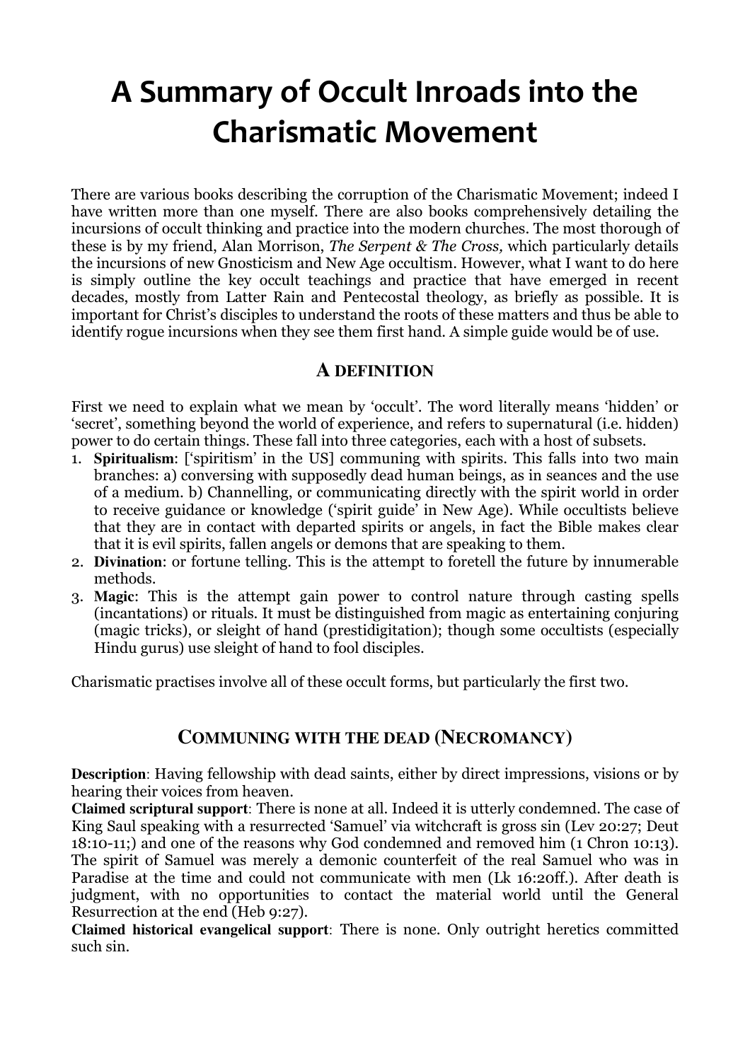# A Summary of Occult Inroads into the Charismatic Movement

There are various books describing the corruption of the Charismatic Movement; indeed I have written more than one myself. There are also books comprehensively detailing the incursions of occult thinking and practice into the modern churches. The most thorough of these is by my friend, Alan Morrison, *The Serpent & The Cross,* which particularly details the incursions of new Gnosticism and New Age occultism. However, what I want to do here is simply outline the key occult teachings and practice that have emerged in recent decades, mostly from Latter Rain and Pentecostal theology, as briefly as possible. It is important for Christ's disciples to understand the roots of these matters and thus be able to identify rogue incursions when they see them first hand. A simple guide would be of use.

## A DEFINITION

First we need to explain what we mean by 'occult'. The word literally means 'hidden' or 'secret', something beyond the world of experience, and refers to supernatural (i.e. hidden) power to do certain things. These fall into three categories, each with a host of subsets.

1. **Spiritualism**: ['spiritism' in the US] communing with spirits. This falls into two main branches: a) conversing with supposedly dead human beings, as in seances and the use of a medium. b) Channelling, or communicating directly with the spirit world in order to receive guidance or knowledge ('spirit guide' in New Age). While occultists believe that they are in contact with departed spirits or angels, in fact the Bible makes clear that it is evil spirits, fallen angels or demons that are speaking to them.
2. **Divination**: or fortune telling. This is the attempt to foretell the future by innumerable methods.
3. **Magic**: This is the attempt gain power to control nature through casting spells (incantations) or rituals. It must be distinguished from magic as entertaining conjuring (magic tricks), or sleight of hand (prestidigitation); though some occultists (especially Hindu gurus) use sleight of hand to fool disciples.

Charismatic practises involve all of these occult forms, but particularly the first two.

## COMMUNING WITH THE DEAD (NECROMANCY)

**Description**: Having fellowship with dead saints, either by direct impressions, visions or by hearing their voices from heaven.

**Claimed scriptural support**: There is none at all. Indeed it is utterly condemned. The case of King Saul speaking with a resurrected 'Samuel' via witchcraft is gross sin (Lev 20:27; Deut 18:10-11;) and one of the reasons why God condemned and removed him (1 Chron 10:13). The spirit of Samuel was merely a demonic counterfeit of the real Samuel who was in Paradise at the time and could not communicate with men (Lk 16:20ff.). After death is judgment, with no opportunities to contact the material world until the General Resurrection at the end (Heb 9:27).

**Claimed historical evangelical support**: There is none. Only outright heretics committed such sin.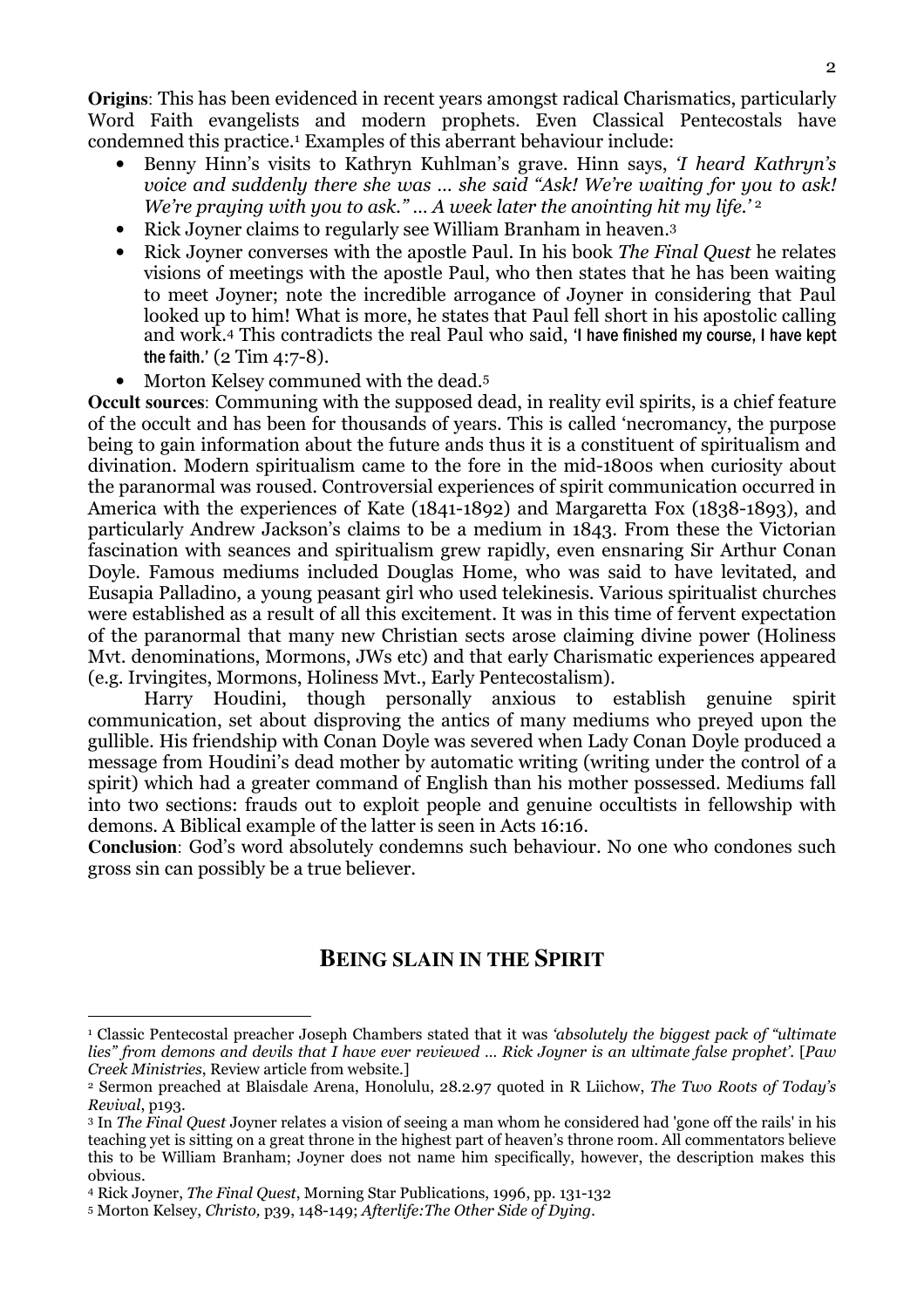**Origins**: This has been evidenced in recent years amongst radical Charismatics, particularly Word Faith evangelists and modern prophets. Even Classical Pentecostals have condemned this practice.[1] Examples of this aberrant behaviour include:

- Benny Hinn's visits to Kathryn Kuhlman's grave. Hinn says, *'I heard Kathryn's voice and suddenly there she was … she said "Ask! We're waiting for you to ask! We're praying with you to ask." … A week later the anointing hit my life.'* [2]
- Rick Joyner claims to regularly see William Branham in heaven.[3]
- Rick Joyner converses with the apostle Paul. In his book *The Final Quest* he relates visions of meetings with the apostle Paul, who then states that he has been waiting to meet Joyner; note the incredible arrogance of Joyner in considering that Paul looked up to him! What is more, he states that Paul fell short in his apostolic calling and work.[4] This contradicts the real Paul who said, 'I have finished my course, I have kept the faith.' (2 Tim 4:7-8).
- Morton Kelsey communed with the dead.[5]

**Occult sources**: Communing with the supposed dead, in reality evil spirits, is a chief feature of the occult and has been for thousands of years. This is called 'necromancy, the purpose being to gain information about the future ands thus it is a constituent of spiritualism and divination. Modern spiritualism came to the fore in the mid-1800s when curiosity about the paranormal was roused. Controversial experiences of spirit communication occurred in America with the experiences of Kate (1841-1892) and Margaretta Fox (1838-1893), and particularly Andrew Jackson's claims to be a medium in 1843. From these the Victorian fascination with seances and spiritualism grew rapidly, even ensnaring Sir Arthur Conan Doyle. Famous mediums included Douglas Home, who was said to have levitated, and Eusapia Palladino, a young peasant girl who used telekinesis. Various spiritualist churches were established as a result of all this excitement. It was in this time of fervent expectation of the paranormal that many new Christian sects arose claiming divine power (Holiness Mvt. denominations, Mormons, JWs etc) and that early Charismatic experiences appeared (e.g. Irvingites, Mormons, Holiness Mvt., Early Pentecostalism).

Harry Houdini, though personally anxious to establish genuine spirit communication, set about disproving the antics of many mediums who preyed upon the gullible. His friendship with Conan Doyle was severed when Lady Conan Doyle produced a message from Houdini's dead mother by automatic writing (writing under the control of a spirit) which had a greater command of English than his mother possessed. Mediums fall into two sections: frauds out to exploit people and genuine occultists in fellowship with demons. A Biblical example of the latter is seen in Acts 16:16.

**Conclusion**: God's word absolutely condemns such behaviour. No one who condones such gross sin can possibly be a true believer.

## BEING SLAIN IN THE SPIRIT

---

[1] Classic Pentecostal preacher Joseph Chambers stated that it was *'absolutely the biggest pack of "ultimate lies" from demons and devils that I have ever reviewed … Rick Joyner is an ultimate false prophet'*. [*Paw Creek Ministries*, Review article from website.]

[2] Sermon preached at Blaisdale Arena, Honolulu, 28.2.97 quoted in R Liichow, *The Two Roots of Today's Revival*, p193.

[3] In *The Final Quest* Joyner relates a vision of seeing a man whom he considered had 'gone off the rails' in his teaching yet is sitting on a great throne in the highest part of heaven's throne room. All commentators believe this to be William Branham; Joyner does not name him specifically, however, the description makes this obvious.

[4] Rick Joyner, *The Final Quest*, Morning Star Publications, 1996, pp. 131-132

[5] Morton Kelsey, *Christo,* p39, 148-149; *Afterlife:The Other Side of Dying*.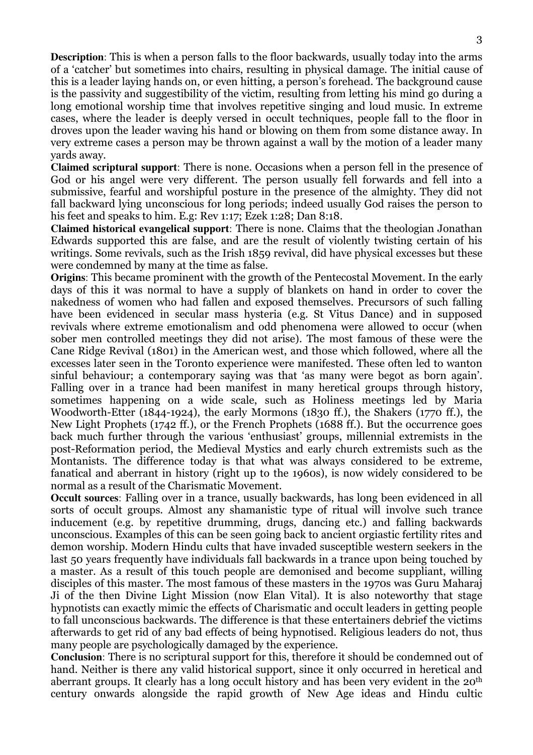**Description**: This is when a person falls to the floor backwards, usually today into the arms of a 'catcher' but sometimes into chairs, resulting in physical damage. The initial cause of this is a leader laying hands on, or even hitting, a person's forehead. The background cause is the passivity and suggestibility of the victim, resulting from letting his mind go during a long emotional worship time that involves repetitive singing and loud music. In extreme cases, where the leader is deeply versed in occult techniques, people fall to the floor in droves upon the leader waving his hand or blowing on them from some distance away. In very extreme cases a person may be thrown against a wall by the motion of a leader many yards away.

**Claimed scriptural support**: There is none. Occasions when a person fell in the presence of God or his angel were very different. The person usually fell forwards and fell into a submissive, fearful and worshipful posture in the presence of the almighty. They did not fall backward lying unconscious for long periods; indeed usually God raises the person to his feet and speaks to him. E.g: Rev 1:17; Ezek 1:28; Dan 8:18.

**Claimed historical evangelical support**: There is none. Claims that the theologian Jonathan Edwards supported this are false, and are the result of violently twisting certain of his writings. Some revivals, such as the Irish 1859 revival, did have physical excesses but these were condemned by many at the time as false.

**Origins**: This became prominent with the growth of the Pentecostal Movement. In the early days of this it was normal to have a supply of blankets on hand in order to cover the nakedness of women who had fallen and exposed themselves. Precursors of such falling have been evidenced in secular mass hysteria (e.g. St Vitus Dance) and in supposed revivals where extreme emotionalism and odd phenomena were allowed to occur (when sober men controlled meetings they did not arise). The most famous of these were the Cane Ridge Revival (1801) in the American west, and those which followed, where all the excesses later seen in the Toronto experience were manifested. These often led to wanton sinful behaviour; a contemporary saying was that 'as many were begot as born again'. Falling over in a trance had been manifest in many heretical groups through history, sometimes happening on a wide scale, such as Holiness meetings led by Maria Woodworth-Etter (1844-1924), the early Mormons (1830 ff.), the Shakers (1770 ff.), the New Light Prophets (1742 ff.), or the French Prophets (1688 ff.). But the occurrence goes back much further through the various 'enthusiast' groups, millennial extremists in the post-Reformation period, the Medieval Mystics and early church extremists such as the Montanists. The difference today is that what was always considered to be extreme, fanatical and aberrant in history (right up to the 1960s), is now widely considered to be normal as a result of the Charismatic Movement.

**Occult sources**: Falling over in a trance, usually backwards, has long been evidenced in all sorts of occult groups. Almost any shamanistic type of ritual will involve such trance inducement (e.g. by repetitive drumming, drugs, dancing etc.) and falling backwards unconscious. Examples of this can be seen going back to ancient orgiastic fertility rites and demon worship. Modern Hindu cults that have invaded susceptible western seekers in the last 50 years frequently have individuals fall backwards in a trance upon being touched by a master. As a result of this touch people are demonised and become suppliant, willing disciples of this master. The most famous of these masters in the 1970s was Guru Maharaj Ji of the then Divine Light Mission (now Elan Vital). It is also noteworthy that stage hypnotists can exactly mimic the effects of Charismatic and occult leaders in getting people to fall unconscious backwards. The difference is that these entertainers debrief the victims afterwards to get rid of any bad effects of being hypnotised. Religious leaders do not, thus many people are psychologically damaged by the experience.

**Conclusion**: There is no scriptural support for this, therefore it should be condemned out of hand. Neither is there any valid historical support, since it only occurred in heretical and aberrant groups. It clearly has a long occult history and has been very evident in the 20th century onwards alongside the rapid growth of New Age ideas and Hindu cultic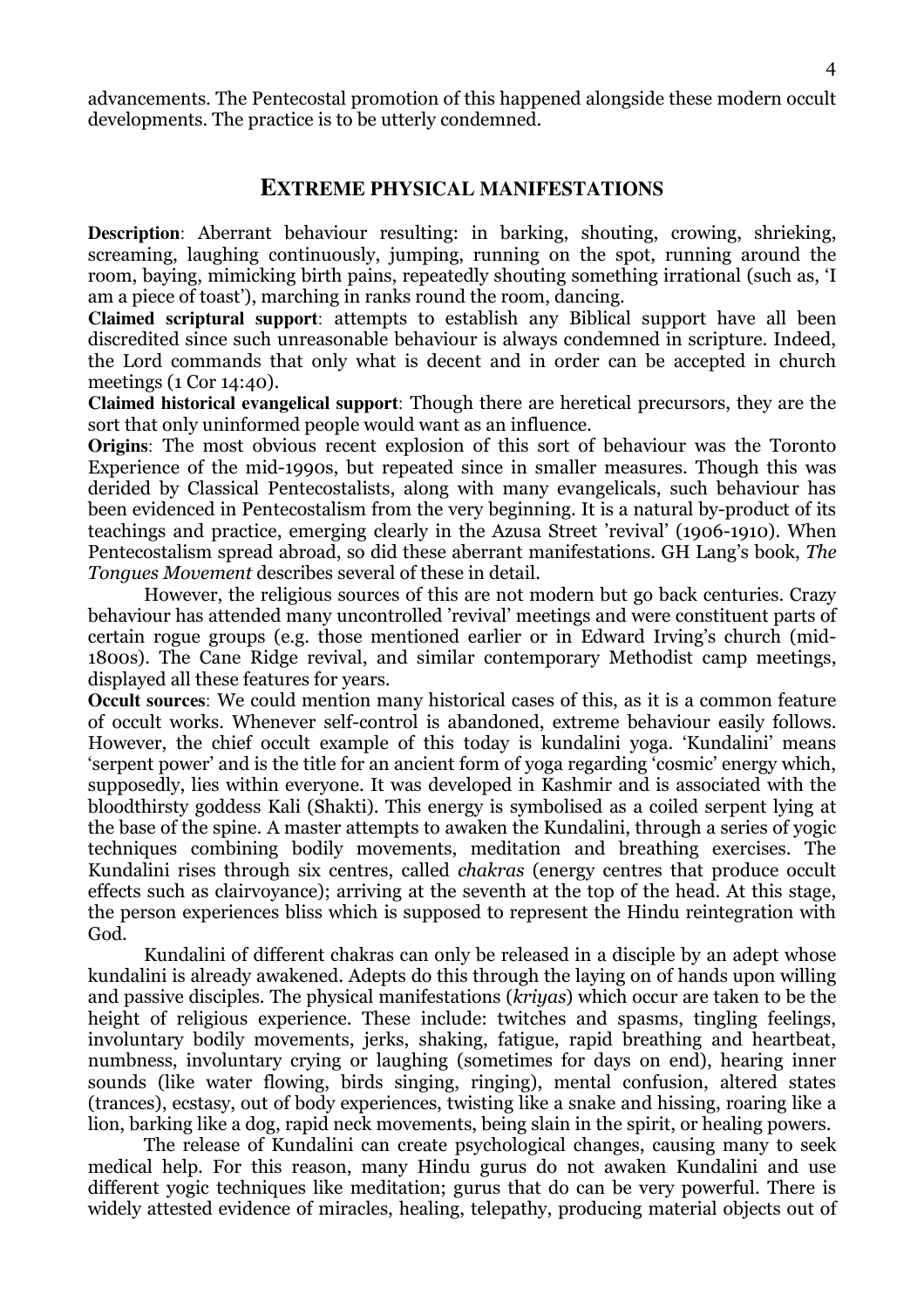advancements. The Pentecostal promotion of this happened alongside these modern occult developments. The practice is to be utterly condemned.

## EXTREME PHYSICAL MANIFESTATIONS

**Description**: Aberrant behaviour resulting: in barking, shouting, crowing, shrieking, screaming, laughing continuously, jumping, running on the spot, running around the room, baying, mimicking birth pains, repeatedly shouting something irrational (such as, 'I am a piece of toast'), marching in ranks round the room, dancing.

**Claimed scriptural support**: attempts to establish any Biblical support have all been discredited since such unreasonable behaviour is always condemned in scripture. Indeed, the Lord commands that only what is decent and in order can be accepted in church meetings (1 Cor 14:40).

**Claimed historical evangelical support**: Though there are heretical precursors, they are the sort that only uninformed people would want as an influence.

**Origins**: The most obvious recent explosion of this sort of behaviour was the Toronto Experience of the mid-1990s, but repeated since in smaller measures. Though this was derided by Classical Pentecostalists, along with many evangelicals, such behaviour has been evidenced in Pentecostalism from the very beginning. It is a natural by-product of its teachings and practice, emerging clearly in the Azusa Street 'revival' (1906-1910). When Pentecostalism spread abroad, so did these aberrant manifestations. GH Lang's book, *The Tongues Movement* describes several of these in detail.

However, the religious sources of this are not modern but go back centuries. Crazy behaviour has attended many uncontrolled 'revival' meetings and were constituent parts of certain rogue groups (e.g. those mentioned earlier or in Edward Irving's church (mid-1800s). The Cane Ridge revival, and similar contemporary Methodist camp meetings, displayed all these features for years.

**Occult sources**: We could mention many historical cases of this, as it is a common feature of occult works. Whenever self-control is abandoned, extreme behaviour easily follows. However, the chief occult example of this today is kundalini yoga. 'Kundalini' means 'serpent power' and is the title for an ancient form of yoga regarding 'cosmic' energy which, supposedly, lies within everyone. It was developed in Kashmir and is associated with the bloodthirsty goddess Kali (Shakti). This energy is symbolised as a coiled serpent lying at the base of the spine. A master attempts to awaken the Kundalini, through a series of yogic techniques combining bodily movements, meditation and breathing exercises. The Kundalini rises through six centres, called *chakras* (energy centres that produce occult effects such as clairvoyance); arriving at the seventh at the top of the head. At this stage, the person experiences bliss which is supposed to represent the Hindu reintegration with God.

Kundalini of different chakras can only be released in a disciple by an adept whose kundalini is already awakened. Adepts do this through the laying on of hands upon willing and passive disciples. The physical manifestations (*kriyas*) which occur are taken to be the height of religious experience. These include: twitches and spasms, tingling feelings, involuntary bodily movements, jerks, shaking, fatigue, rapid breathing and heartbeat, numbness, involuntary crying or laughing (sometimes for days on end), hearing inner sounds (like water flowing, birds singing, ringing), mental confusion, altered states (trances), ecstasy, out of body experiences, twisting like a snake and hissing, roaring like a lion, barking like a dog, rapid neck movements, being slain in the spirit, or healing powers.

The release of Kundalini can create psychological changes, causing many to seek medical help. For this reason, many Hindu gurus do not awaken Kundalini and use different yogic techniques like meditation; gurus that do can be very powerful. There is widely attested evidence of miracles, healing, telepathy, producing material objects out of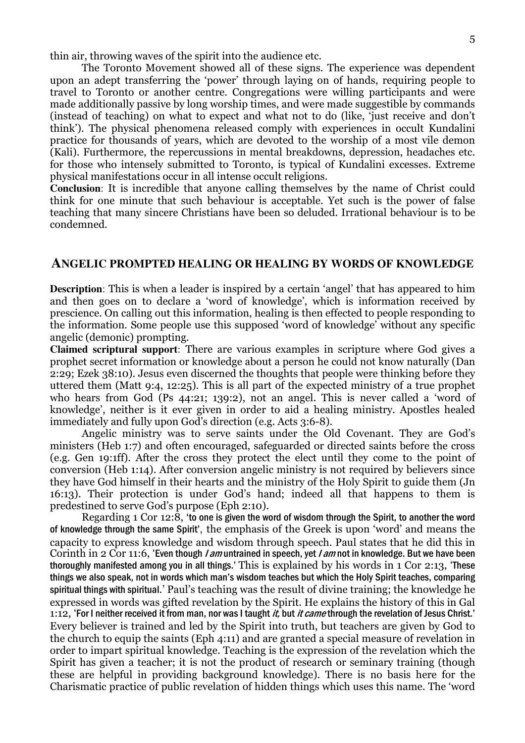thin air, throwing waves of the spirit into the audience etc.

The Toronto Movement showed all of these signs. The experience was dependent upon an adept transferring the 'power' through laying on of hands, requiring people to travel to Toronto or another centre. Congregations were willing participants and were made additionally passive by long worship times, and were made suggestible by commands (instead of teaching) on what to expect and what not to do (like, 'just receive and don't think'). The physical phenomena released comply with experiences in occult Kundalini practice for thousands of years, which are devoted to the worship of a most vile demon (Kali). Furthermore, the repercussions in mental breakdowns, depression, headaches etc. for those who intensely submitted to Toronto, is typical of Kundalini excesses. Extreme physical manifestations occur in all intense occult religions.

**Conclusion**: It is incredible that anyone calling themselves by the name of Christ could think for one minute that such behaviour is acceptable. Yet such is the power of false teaching that many sincere Christians have been so deluded. Irrational behaviour is to be condemned.

## ANGELIC PROMPTED HEALING OR HEALING BY WORDS OF KNOWLEDGE

**Description**: This is when a leader is inspired by a certain 'angel' that has appeared to him and then goes on to declare a 'word of knowledge', which is information received by prescience. On calling out this information, healing is then effected to people responding to the information. Some people use this supposed 'word of knowledge' without any specific angelic (demonic) prompting.

**Claimed scriptural support**: There are various examples in scripture where God gives a prophet secret information or knowledge about a person he could not know naturally (Dan 2:29; Ezek 38:10). Jesus even discerned the thoughts that people were thinking before they uttered them (Matt 9:4, 12:25). This is all part of the expected ministry of a true prophet who hears from God (Ps 44:21; 139:2), not an angel. This is never called a 'word of knowledge', neither is it ever given in order to aid a healing ministry. Apostles healed immediately and fully upon God's direction (e.g. Acts 3:6-8).

Angelic ministry was to serve saints under the Old Covenant. They are God's ministers (Heb 1:7) and often encouraged, safeguarded or directed saints before the cross (e.g. Gen 19:1ff). After the cross they protect the elect until they come to the point of conversion (Heb 1:14). After conversion angelic ministry is not required by believers since they have God himself in their hearts and the ministry of the Holy Spirit to guide them (Jn 16:13). Their protection is under God's hand; indeed all that happens to them is predestined to serve God's purpose (Eph 2:10).

Regarding 1 Cor 12:8, 'to one is given the word of wisdom through the Spirit, to another the word of knowledge through the same Spirit', the emphasis of the Greek is upon 'word' and means the capacity to express knowledge and wisdom through speech. Paul states that he did this in Corinth in 2 Cor 11:6, 'Even though *I am* untrained in speech, yet *I am* not in knowledge. But we have been thoroughly manifested among you in all things.' This is explained by his words in 1 Cor 2:13, 'These things we also speak, not in words which man's wisdom teaches but which the Holy Spirit teaches, comparing spiritual things with spiritual.' Paul's teaching was the result of divine training; the knowledge he expressed in words was gifted revelation by the Spirit. He explains the history of this in Gal 1:12, 'For I neither received it from man, nor was I taught *it*, but *it came* through the revelation of Jesus Christ.' Every believer is trained and led by the Spirit into truth, but teachers are given by God to the church to equip the saints (Eph 4:11) and are granted a special measure of revelation in order to impart spiritual knowledge. Teaching is the expression of the revelation which the Spirit has given a teacher; it is not the product of research or seminary training (though these are helpful in providing background knowledge). There is no basis here for the Charismatic practice of public revelation of hidden things which uses this name. The 'word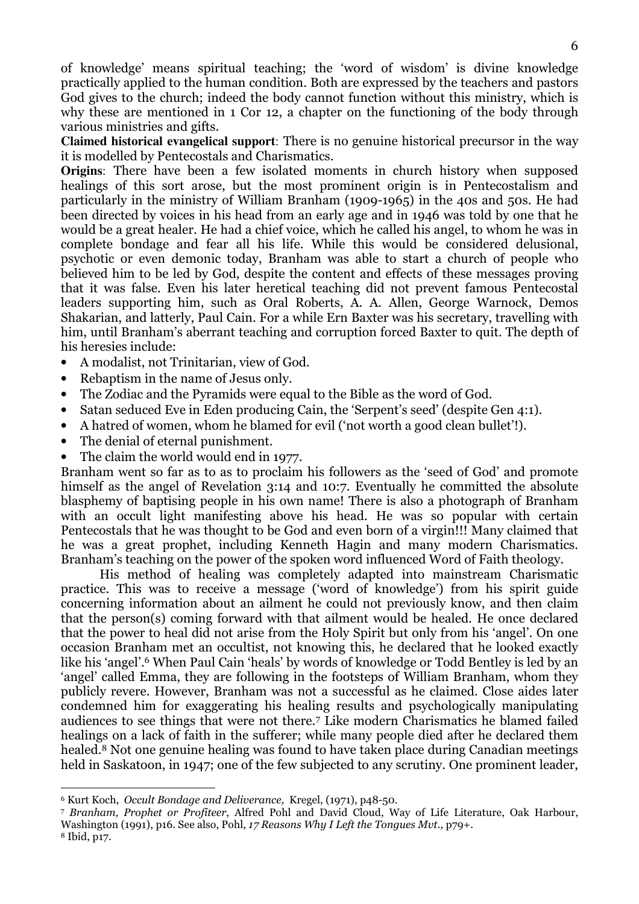of knowledge' means spiritual teaching; the 'word of wisdom' is divine knowledge practically applied to the human condition. Both are expressed by the teachers and pastors God gives to the church; indeed the body cannot function without this ministry, which is why these are mentioned in 1 Cor 12, a chapter on the functioning of the body through various ministries and gifts.

**Claimed historical evangelical support**: There is no genuine historical precursor in the way it is modelled by Pentecostals and Charismatics.

**Origins**: There have been a few isolated moments in church history when supposed healings of this sort arose, but the most prominent origin is in Pentecostalism and particularly in the ministry of William Branham (1909-1965) in the 40s and 50s. He had been directed by voices in his head from an early age and in 1946 was told by one that he would be a great healer. He had a chief voice, which he called his angel, to whom he was in complete bondage and fear all his life. While this would be considered delusional, psychotic or even demonic today, Branham was able to start a church of people who believed him to be led by God, despite the content and effects of these messages proving that it was false. Even his later heretical teaching did not prevent famous Pentecostal leaders supporting him, such as Oral Roberts, A. A. Allen, George Warnock, Demos Shakarian, and latterly, Paul Cain. For a while Ern Baxter was his secretary, travelling with him, until Branham's aberrant teaching and corruption forced Baxter to quit. The depth of his heresies include:

- A modalist, not Trinitarian, view of God.
- Rebaptism in the name of Jesus only.
- The Zodiac and the Pyramids were equal to the Bible as the word of God.
- Satan seduced Eve in Eden producing Cain, the 'Serpent's seed' (despite Gen 4:1).
- A hatred of women, whom he blamed for evil ('not worth a good clean bullet'!).
- The denial of eternal punishment.
- The claim the world would end in 1977.

Branham went so far as to as to proclaim his followers as the 'seed of God' and promote himself as the angel of Revelation 3:14 and 10:7. Eventually he committed the absolute blasphemy of baptising people in his own name! There is also a photograph of Branham with an occult light manifesting above his head. He was so popular with certain Pentecostals that he was thought to be God and even born of a virgin!!! Many claimed that he was a great prophet, including Kenneth Hagin and many modern Charismatics. Branham's teaching on the power of the spoken word influenced Word of Faith theology.

His method of healing was completely adapted into mainstream Charismatic practice. This was to receive a message ('word of knowledge') from his spirit guide concerning information about an ailment he could not previously know, and then claim that the person(s) coming forward with that ailment would be healed. He once declared that the power to heal did not arise from the Holy Spirit but only from his 'angel'. On one occasion Branham met an occultist, not knowing this, he declared that he looked exactly like his 'angel'.[6] When Paul Cain 'heals' by words of knowledge or Todd Bentley is led by an 'angel' called Emma, they are following in the footsteps of William Branham, whom they publicly revere. However, Branham was not a successful as he claimed. Close aides later condemned him for exaggerating his healing results and psychologically manipulating audiences to see things that were not there.[7] Like modern Charismatics he blamed failed healings on a lack of faith in the sufferer; while many people died after he declared them healed.[8] Not one genuine healing was found to have taken place during Canadian meetings held in Saskatoon, in 1947; one of the few subjected to any scrutiny. One prominent leader,

---

[6] Kurt Koch, *Occult Bondage and Deliverance,* Kregel, (1971), p48-50.

[7] *Branham, Prophet or Profiteer*, Alfred Pohl and David Cloud, Way of Life Literature, Oak Harbour, Washington (1991), p16. See also, Pohl, *17 Reasons Why I Left the Tongues Mvt.,* p79+.

[8] Ibid, p17.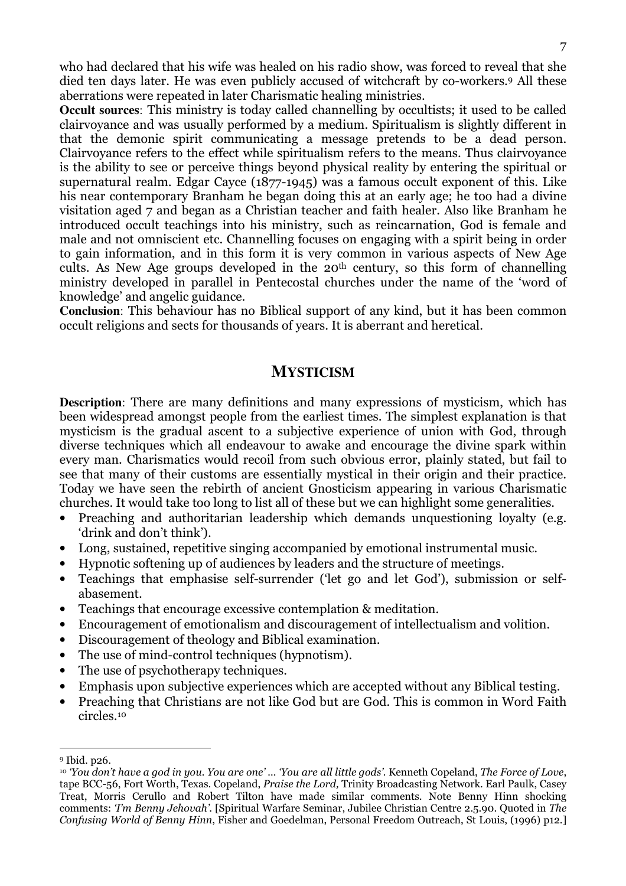who had declared that his wife was healed on his radio show, was forced to reveal that she died ten days later. He was even publicly accused of witchcraft by co-workers.[9] All these aberrations were repeated in later Charismatic healing ministries.

**Occult sources**: This ministry is today called channelling by occultists; it used to be called clairvoyance and was usually performed by a medium. Spiritualism is slightly different in that the demonic spirit communicating a message pretends to be a dead person. Clairvoyance refers to the effect while spiritualism refers to the means. Thus clairvoyance is the ability to see or perceive things beyond physical reality by entering the spiritual or supernatural realm. Edgar Cayce (1877-1945) was a famous occult exponent of this. Like his near contemporary Branham he began doing this at an early age; he too had a divine visitation aged 7 and began as a Christian teacher and faith healer. Also like Branham he introduced occult teachings into his ministry, such as reincarnation, God is female and male and not omniscient etc. Channelling focuses on engaging with a spirit being in order to gain information, and in this form it is very common in various aspects of New Age cults. As New Age groups developed in the 20th century, so this form of channelling ministry developed in parallel in Pentecostal churches under the name of the 'word of knowledge' and angelic guidance.

**Conclusion**: This behaviour has no Biblical support of any kind, but it has been common occult religions and sects for thousands of years. It is aberrant and heretical.

## MYSTICISM

**Description**: There are many definitions and many expressions of mysticism, which has been widespread amongst people from the earliest times. The simplest explanation is that mysticism is the gradual ascent to a subjective experience of union with God, through diverse techniques which all endeavour to awake and encourage the divine spark within every man. Charismatics would recoil from such obvious error, plainly stated, but fail to see that many of their customs are essentially mystical in their origin and their practice. Today we have seen the rebirth of ancient Gnosticism appearing in various Charismatic churches. It would take too long to list all of these but we can highlight some generalities.

- Preaching and authoritarian leadership which demands unquestioning loyalty (e.g. 'drink and don't think').
- Long, sustained, repetitive singing accompanied by emotional instrumental music.
- Hypnotic softening up of audiences by leaders and the structure of meetings.
- Teachings that emphasise self-surrender ('let go and let God'), submission or self-abasement.
- Teachings that encourage excessive contemplation & meditation.
- Encouragement of emotionalism and discouragement of intellectualism and volition.
- Discouragement of theology and Biblical examination.
- The use of mind-control techniques (hypnotism).
- The use of psychotherapy techniques.
- Emphasis upon subjective experiences which are accepted without any Biblical testing.
- Preaching that Christians are not like God but are God. This is common in Word Faith circles.[10]

---

[9] Ibid. p26.

[10] *'You don't have a god in you. You are one' … 'You are all little gods'.* Kenneth Copeland, *The Force of Love*, tape BCC-56, Fort Worth, Texas. Copeland, *Praise the Lord,* Trinity Broadcasting Network. Earl Paulk, Casey Treat, Morris Cerullo and Robert Tilton have made similar comments. Note Benny Hinn shocking comments: *'I'm Benny Jehovah'*. [Spiritual Warfare Seminar, Jubilee Christian Centre 2.5.90. Quoted in *The Confusing World of Benny Hinn*, Fisher and Goedelman, Personal Freedom Outreach, St Louis, (1996) p12.]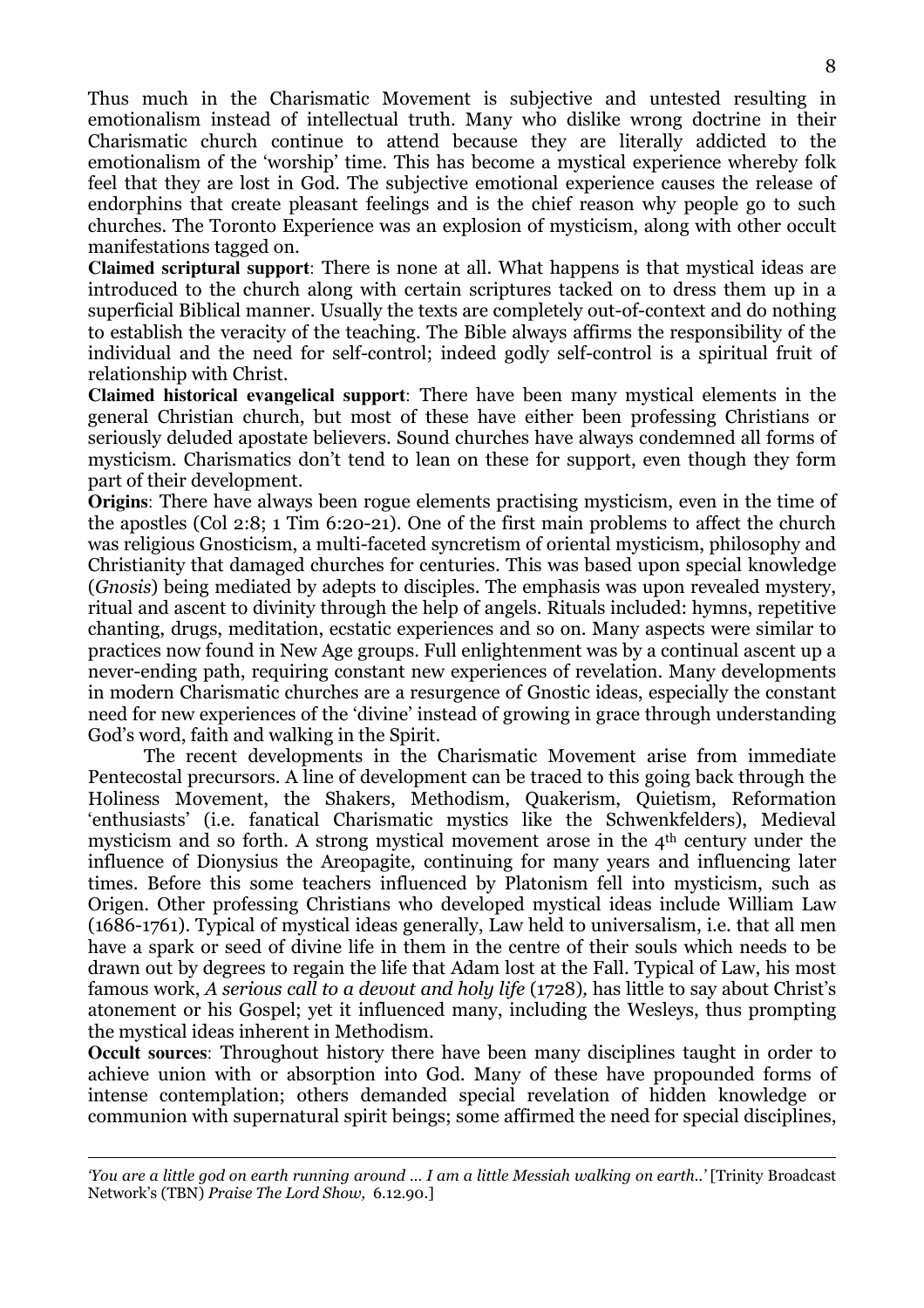Thus much in the Charismatic Movement is subjective and untested resulting in emotionalism instead of intellectual truth. Many who dislike wrong doctrine in their Charismatic church continue to attend because they are literally addicted to the emotionalism of the 'worship' time. This has become a mystical experience whereby folk feel that they are lost in God. The subjective emotional experience causes the release of endorphins that create pleasant feelings and is the chief reason why people go to such churches. The Toronto Experience was an explosion of mysticism, along with other occult manifestations tagged on.

**Claimed scriptural support**: There is none at all. What happens is that mystical ideas are introduced to the church along with certain scriptures tacked on to dress them up in a superficial Biblical manner. Usually the texts are completely out-of-context and do nothing to establish the veracity of the teaching. The Bible always affirms the responsibility of the individual and the need for self-control; indeed godly self-control is a spiritual fruit of relationship with Christ.

**Claimed historical evangelical support**: There have been many mystical elements in the general Christian church, but most of these have either been professing Christians or seriously deluded apostate believers. Sound churches have always condemned all forms of mysticism. Charismatics don't tend to lean on these for support, even though they form part of their development.

**Origins**: There have always been rogue elements practising mysticism, even in the time of the apostles (Col 2:8; 1 Tim 6:20-21). One of the first main problems to affect the church was religious Gnosticism, a multi-faceted syncretism of oriental mysticism, philosophy and Christianity that damaged churches for centuries. This was based upon special knowledge (*Gnosis*) being mediated by adepts to disciples. The emphasis was upon revealed mystery, ritual and ascent to divinity through the help of angels. Rituals included: hymns, repetitive chanting, drugs, meditation, ecstatic experiences and so on. Many aspects were similar to practices now found in New Age groups. Full enlightenment was by a continual ascent up a never-ending path, requiring constant new experiences of revelation. Many developments in modern Charismatic churches are a resurgence of Gnostic ideas, especially the constant need for new experiences of the 'divine' instead of growing in grace through understanding God's word, faith and walking in the Spirit.

The recent developments in the Charismatic Movement arise from immediate Pentecostal precursors. A line of development can be traced to this going back through the Holiness Movement, the Shakers, Methodism, Quakerism, Quietism, Reformation 'enthusiasts' (i.e. fanatical Charismatic mystics like the Schwenkfelders), Medieval mysticism and so forth. A strong mystical movement arose in the 4th century under the influence of Dionysius the Areopagite, continuing for many years and influencing later times. Before this some teachers influenced by Platonism fell into mysticism, such as Origen. Other professing Christians who developed mystical ideas include William Law (1686-1761). Typical of mystical ideas generally, Law held to universalism, i.e. that all men have a spark or seed of divine life in them in the centre of their souls which needs to be drawn out by degrees to regain the life that Adam lost at the Fall. Typical of Law, his most famous work, *A serious call to a devout and holy life* (1728)*,* has little to say about Christ's atonement or his Gospel; yet it influenced many, including the Wesleys, thus prompting the mystical ideas inherent in Methodism.

**Occult sources**: Throughout history there have been many disciplines taught in order to achieve union with or absorption into God. Many of these have propounded forms of intense contemplation; others demanded special revelation of hidden knowledge or communion with supernatural spirit beings; some affirmed the need for special disciplines,

---

*'You are a little god on earth running around ... I am a little Messiah walking on earth..'* [Trinity Broadcast Network's (TBN) *Praise The Lord Show,* 6.12.90.]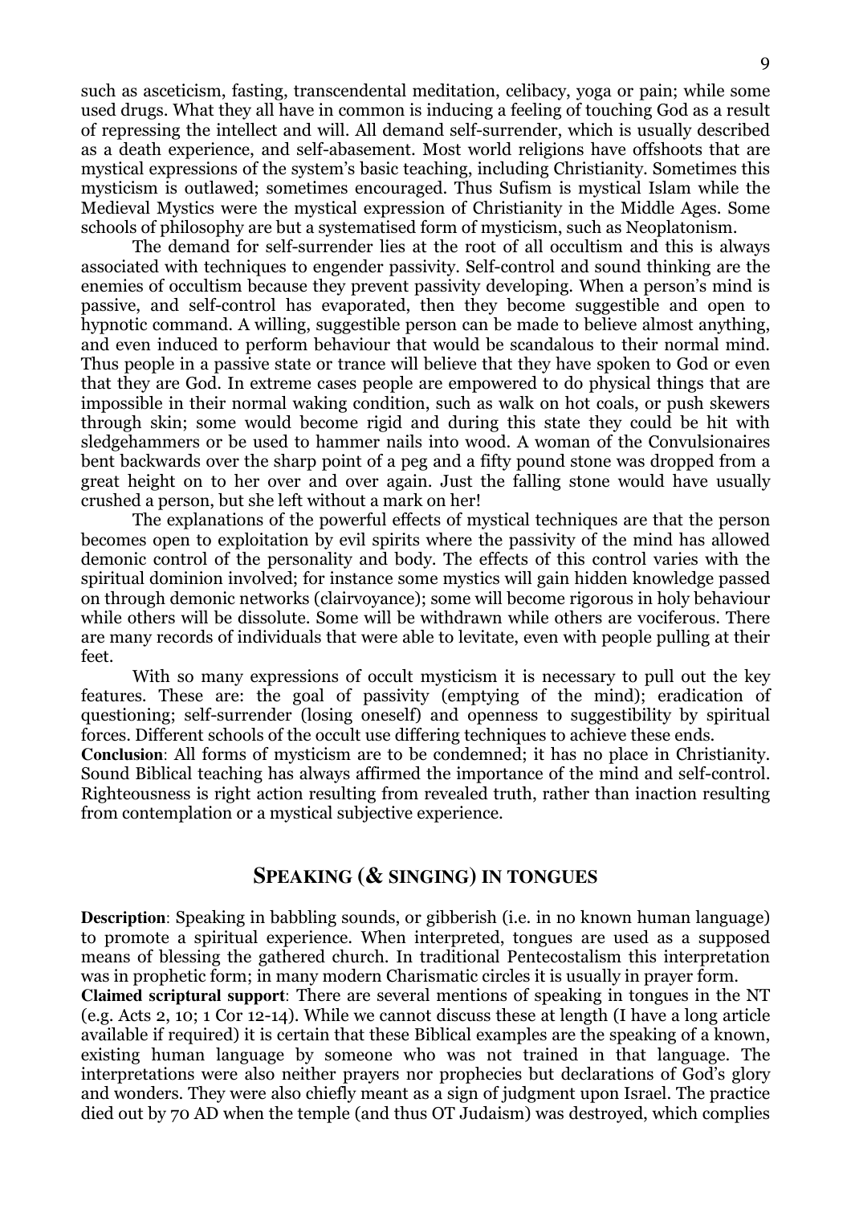such as asceticism, fasting, transcendental meditation, celibacy, yoga or pain; while some used drugs. What they all have in common is inducing a feeling of touching God as a result of repressing the intellect and will. All demand self-surrender, which is usually described as a death experience, and self-abasement. Most world religions have offshoots that are mystical expressions of the system's basic teaching, including Christianity. Sometimes this mysticism is outlawed; sometimes encouraged. Thus Sufism is mystical Islam while the Medieval Mystics were the mystical expression of Christianity in the Middle Ages. Some schools of philosophy are but a systematised form of mysticism, such as Neoplatonism.

The demand for self-surrender lies at the root of all occultism and this is always associated with techniques to engender passivity. Self-control and sound thinking are the enemies of occultism because they prevent passivity developing. When a person's mind is passive, and self-control has evaporated, then they become suggestible and open to hypnotic command. A willing, suggestible person can be made to believe almost anything, and even induced to perform behaviour that would be scandalous to their normal mind. Thus people in a passive state or trance will believe that they have spoken to God or even that they are God. In extreme cases people are empowered to do physical things that are impossible in their normal waking condition, such as walk on hot coals, or push skewers through skin; some would become rigid and during this state they could be hit with sledgehammers or be used to hammer nails into wood. A woman of the Convulsionaires bent backwards over the sharp point of a peg and a fifty pound stone was dropped from a great height on to her over and over again. Just the falling stone would have usually crushed a person, but she left without a mark on her!

The explanations of the powerful effects of mystical techniques are that the person becomes open to exploitation by evil spirits where the passivity of the mind has allowed demonic control of the personality and body. The effects of this control varies with the spiritual dominion involved; for instance some mystics will gain hidden knowledge passed on through demonic networks (clairvoyance); some will become rigorous in holy behaviour while others will be dissolute. Some will be withdrawn while others are vociferous. There are many records of individuals that were able to levitate, even with people pulling at their feet.

With so many expressions of occult mysticism it is necessary to pull out the key features. These are: the goal of passivity (emptying of the mind); eradication of questioning; self-surrender (losing oneself) and openness to suggestibility by spiritual forces. Different schools of the occult use differing techniques to achieve these ends.

**Conclusion**: All forms of mysticism are to be condemned; it has no place in Christianity. Sound Biblical teaching has always affirmed the importance of the mind and self-control. Righteousness is right action resulting from revealed truth, rather than inaction resulting from contemplation or a mystical subjective experience.

## SPEAKING (& SINGING) IN TONGUES

**Description**: Speaking in babbling sounds, or gibberish (i.e. in no known human language) to promote a spiritual experience. When interpreted, tongues are used as a supposed means of blessing the gathered church. In traditional Pentecostalism this interpretation was in prophetic form; in many modern Charismatic circles it is usually in prayer form.

**Claimed scriptural support**: There are several mentions of speaking in tongues in the NT (e.g. Acts 2, 10; 1 Cor 12-14). While we cannot discuss these at length (I have a long article available if required) it is certain that these Biblical examples are the speaking of a known, existing human language by someone who was not trained in that language. The interpretations were also neither prayers nor prophecies but declarations of God's glory and wonders. They were also chiefly meant as a sign of judgment upon Israel. The practice died out by 70 AD when the temple (and thus OT Judaism) was destroyed, which complies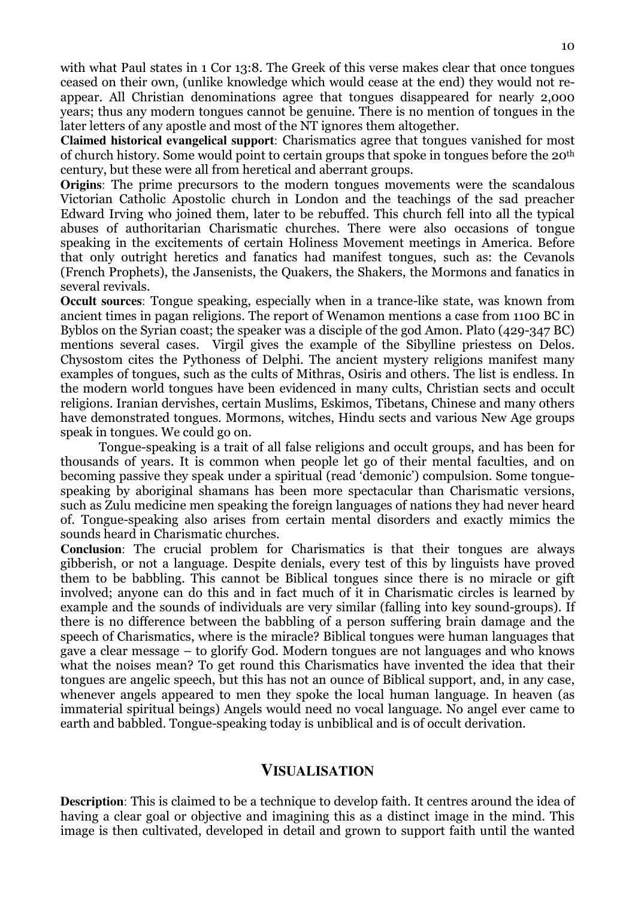with what Paul states in 1 Cor 13:8. The Greek of this verse makes clear that once tongues ceased on their own, (unlike knowledge which would cease at the end) they would not re-appear. All Christian denominations agree that tongues disappeared for nearly 2,000 years; thus any modern tongues cannot be genuine. There is no mention of tongues in the later letters of any apostle and most of the NT ignores them altogether.

**Claimed historical evangelical support**: Charismatics agree that tongues vanished for most of church history. Some would point to certain groups that spoke in tongues before the 20th century, but these were all from heretical and aberrant groups.

**Origins**: The prime precursors to the modern tongues movements were the scandalous Victorian Catholic Apostolic church in London and the teachings of the sad preacher Edward Irving who joined them, later to be rebuffed. This church fell into all the typical abuses of authoritarian Charismatic churches. There were also occasions of tongue speaking in the excitements of certain Holiness Movement meetings in America. Before that only outright heretics and fanatics had manifest tongues, such as: the Cevanols (French Prophets), the Jansenists, the Quakers, the Shakers, the Mormons and fanatics in several revivals.

**Occult sources**: Tongue speaking, especially when in a trance-like state, was known from ancient times in pagan religions. The report of Wenamon mentions a case from 1100 BC in Byblos on the Syrian coast; the speaker was a disciple of the god Amon. Plato (429-347 BC) mentions several cases. Virgil gives the example of the Sibylline priestess on Delos. Chysostom cites the Pythoness of Delphi. The ancient mystery religions manifest many examples of tongues, such as the cults of Mithras, Osiris and others. The list is endless. In the modern world tongues have been evidenced in many cults, Christian sects and occult religions. Iranian dervishes, certain Muslims, Eskimos, Tibetans, Chinese and many others have demonstrated tongues. Mormons, witches, Hindu sects and various New Age groups speak in tongues. We could go on.

Tongue-speaking is a trait of all false religions and occult groups, and has been for thousands of years. It is common when people let go of their mental faculties, and on becoming passive they speak under a spiritual (read 'demonic') compulsion. Some tongue-speaking by aboriginal shamans has been more spectacular than Charismatic versions, such as Zulu medicine men speaking the foreign languages of nations they had never heard of. Tongue-speaking also arises from certain mental disorders and exactly mimics the sounds heard in Charismatic churches.

**Conclusion**: The crucial problem for Charismatics is that their tongues are always gibberish, or not a language. Despite denials, every test of this by linguists have proved them to be babbling. This cannot be Biblical tongues since there is no miracle or gift involved; anyone can do this and in fact much of it in Charismatic circles is learned by example and the sounds of individuals are very similar (falling into key sound-groups). If there is no difference between the babbling of a person suffering brain damage and the speech of Charismatics, where is the miracle? Biblical tongues were human languages that gave a clear message – to glorify God. Modern tongues are not languages and who knows what the noises mean? To get round this Charismatics have invented the idea that their tongues are angelic speech, but this has not an ounce of Biblical support, and, in any case, whenever angels appeared to men they spoke the local human language. In heaven (as immaterial spiritual beings) Angels would need no vocal language. No angel ever came to earth and babbled. Tongue-speaking today is unbiblical and is of occult derivation.

## VISUALISATION

**Description**: This is claimed to be a technique to develop faith. It centres around the idea of having a clear goal or objective and imagining this as a distinct image in the mind. This image is then cultivated, developed in detail and grown to support faith until the wanted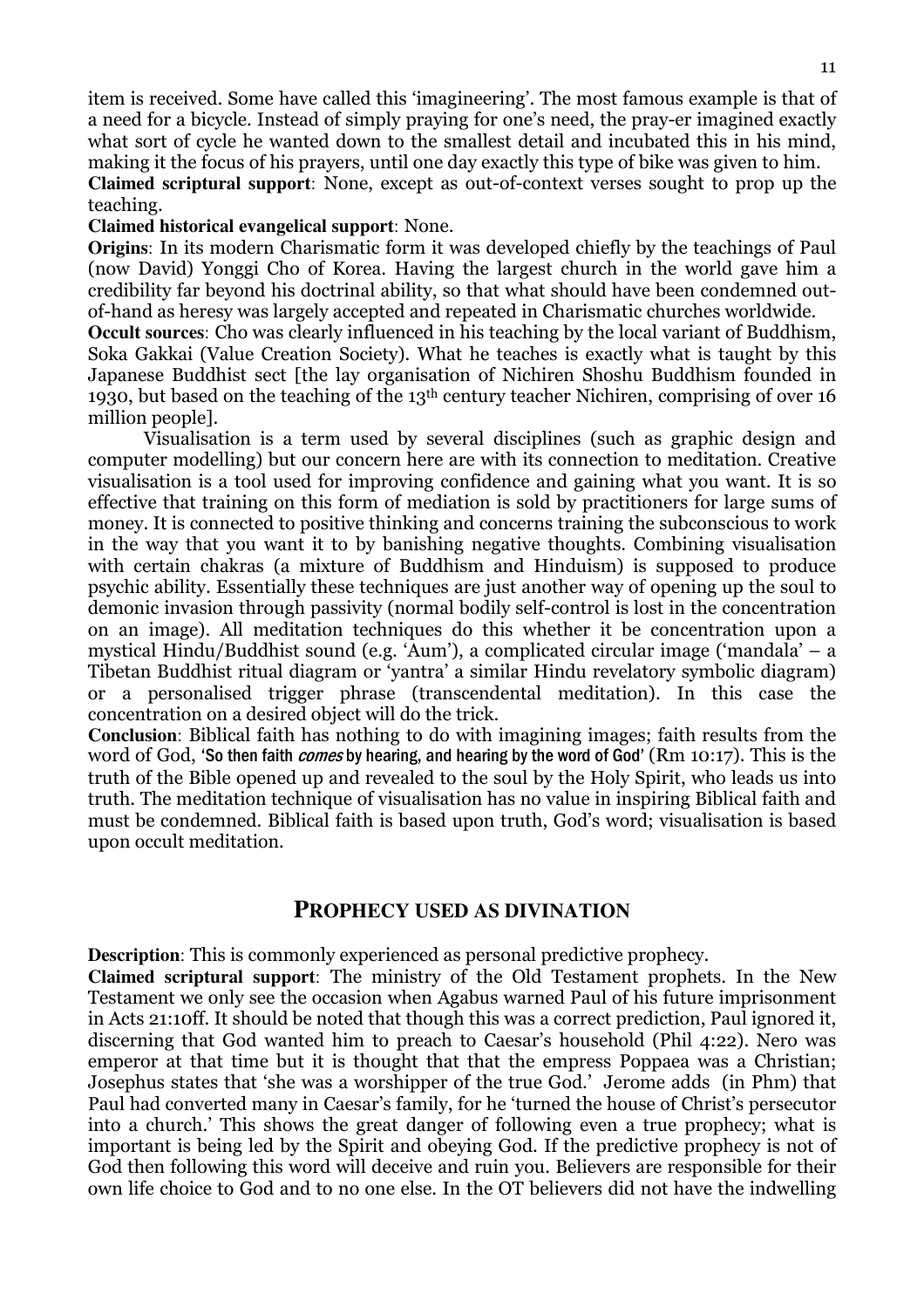item is received. Some have called this 'imagineering'. The most famous example is that of a need for a bicycle. Instead of simply praying for one's need, the pray-er imagined exactly what sort of cycle he wanted down to the smallest detail and incubated this in his mind, making it the focus of his prayers, until one day exactly this type of bike was given to him.

**Claimed scriptural support**: None, except as out-of-context verses sought to prop up the teaching.

**Claimed historical evangelical support**: None.

**Origins**: In its modern Charismatic form it was developed chiefly by the teachings of Paul (now David) Yonggi Cho of Korea. Having the largest church in the world gave him a credibility far beyond his doctrinal ability, so that what should have been condemned out-of-hand as heresy was largely accepted and repeated in Charismatic churches worldwide.

**Occult sources**: Cho was clearly influenced in his teaching by the local variant of Buddhism, Soka Gakkai (Value Creation Society). What he teaches is exactly what is taught by this Japanese Buddhist sect [the lay organisation of Nichiren Shoshu Buddhism founded in 1930, but based on the teaching of the 13th century teacher Nichiren, comprising of over 16 million people].

Visualisation is a term used by several disciplines (such as graphic design and computer modelling) but our concern here are with its connection to meditation. Creative visualisation is a tool used for improving confidence and gaining what you want. It is so effective that training on this form of mediation is sold by practitioners for large sums of money. It is connected to positive thinking and concerns training the subconscious to work in the way that you want it to by banishing negative thoughts. Combining visualisation with certain chakras (a mixture of Buddhism and Hinduism) is supposed to produce psychic ability. Essentially these techniques are just another way of opening up the soul to demonic invasion through passivity (normal bodily self-control is lost in the concentration on an image). All meditation techniques do this whether it be concentration upon a mystical Hindu/Buddhist sound (e.g. 'Aum'), a complicated circular image ('mandala' – a Tibetan Buddhist ritual diagram or 'yantra' a similar Hindu revelatory symbolic diagram) or a personalised trigger phrase (transcendental meditation). In this case the concentration on a desired object will do the trick.

**Conclusion**: Biblical faith has nothing to do with imagining images; faith results from the word of God, 'So then faith *comes* by hearing, and hearing by the word of God' (Rm 10:17). This is the truth of the Bible opened up and revealed to the soul by the Holy Spirit, who leads us into truth. The meditation technique of visualisation has no value in inspiring Biblical faith and must be condemned. Biblical faith is based upon truth, God's word; visualisation is based upon occult meditation.

## PROPHECY USED AS DIVINATION

**Description**: This is commonly experienced as personal predictive prophecy.

**Claimed scriptural support**: The ministry of the Old Testament prophets. In the New Testament we only see the occasion when Agabus warned Paul of his future imprisonment in Acts 21:10ff. It should be noted that though this was a correct prediction, Paul ignored it, discerning that God wanted him to preach to Caesar's household (Phil 4:22). Nero was emperor at that time but it is thought that that the empress Poppaea was a Christian; Josephus states that 'she was a worshipper of the true God.' Jerome adds (in Phm) that Paul had converted many in Caesar's family, for he 'turned the house of Christ's persecutor into a church.' This shows the great danger of following even a true prophecy; what is important is being led by the Spirit and obeying God. If the predictive prophecy is not of God then following this word will deceive and ruin you. Believers are responsible for their own life choice to God and to no one else. In the OT believers did not have the indwelling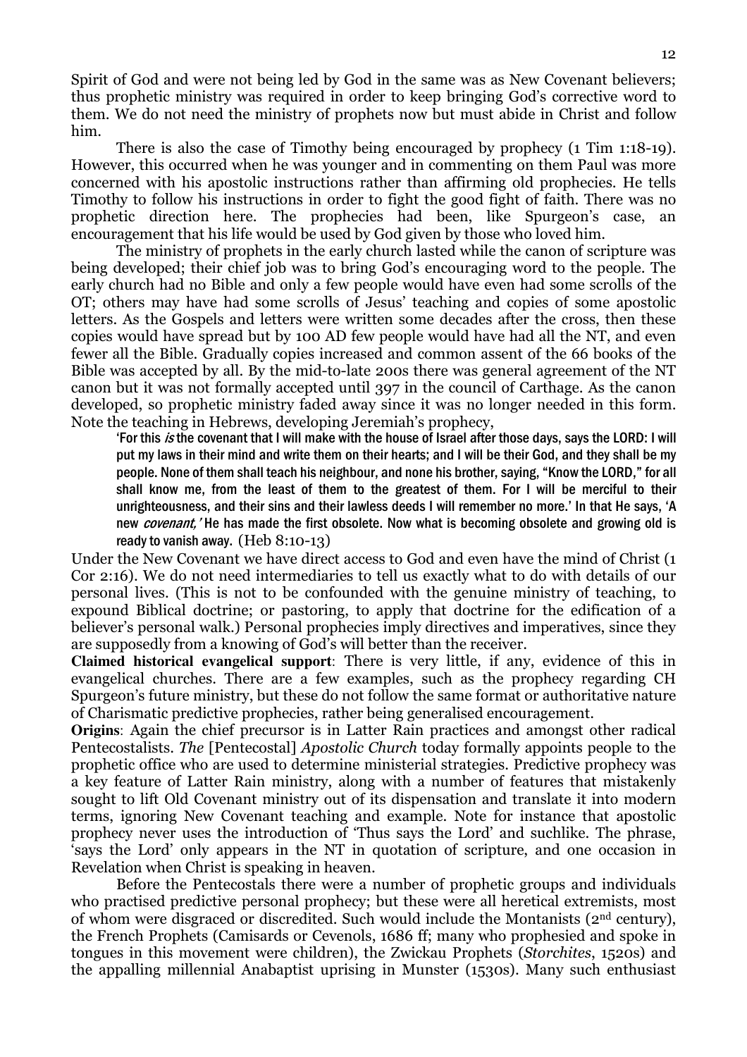Spirit of God and were not being led by God in the same was as New Covenant believers; thus prophetic ministry was required in order to keep bringing God's corrective word to them. We do not need the ministry of prophets now but must abide in Christ and follow him.

There is also the case of Timothy being encouraged by prophecy (1 Tim 1:18-19). However, this occurred when he was younger and in commenting on them Paul was more concerned with his apostolic instructions rather than affirming old prophecies. He tells Timothy to follow his instructions in order to fight the good fight of faith. There was no prophetic direction here. The prophecies had been, like Spurgeon's case, an encouragement that his life would be used by God given by those who loved him.

The ministry of prophets in the early church lasted while the canon of scripture was being developed; their chief job was to bring God's encouraging word to the people. The early church had no Bible and only a few people would have even had some scrolls of the OT; others may have had some scrolls of Jesus' teaching and copies of some apostolic letters. As the Gospels and letters were written some decades after the cross, then these copies would have spread but by 100 AD few people would have had all the NT, and even fewer all the Bible. Gradually copies increased and common assent of the 66 books of the Bible was accepted by all. By the mid-to-late 200s there was general agreement of the NT canon but it was not formally accepted until 397 in the council of Carthage. As the canon developed, so prophetic ministry faded away since it was no longer needed in this form. Note the teaching in Hebrews, developing Jeremiah's prophecy,

> 'For this *is* the covenant that I will make with the house of Israel after those days, says the LORD: I will put my laws in their mind and write them on their hearts; and I will be their God, and they shall be my people. None of them shall teach his neighbour, and none his brother, saying, "Know the LORD," for all shall know me, from the least of them to the greatest of them. For I will be merciful to their unrighteousness, and their sins and their lawless deeds I will remember no more.' In that He says, 'A new *covenant,'* He has made the first obsolete. Now what is becoming obsolete and growing old is ready to vanish away. (Heb 8:10-13)

Under the New Covenant we have direct access to God and even have the mind of Christ (1 Cor 2:16). We do not need intermediaries to tell us exactly what to do with details of our personal lives. (This is not to be confounded with the genuine ministry of teaching, to expound Biblical doctrine; or pastoring, to apply that doctrine for the edification of a believer's personal walk.) Personal prophecies imply directives and imperatives, since they are supposedly from a knowing of God's will better than the receiver.

**Claimed historical evangelical support**: There is very little, if any, evidence of this in evangelical churches. There are a few examples, such as the prophecy regarding CH Spurgeon's future ministry, but these do not follow the same format or authoritative nature of Charismatic predictive prophecies, rather being generalised encouragement.

**Origins**: Again the chief precursor is in Latter Rain practices and amongst other radical Pentecostalists. *The* [Pentecostal] *Apostolic Church* today formally appoints people to the prophetic office who are used to determine ministerial strategies. Predictive prophecy was a key feature of Latter Rain ministry, along with a number of features that mistakenly sought to lift Old Covenant ministry out of its dispensation and translate it into modern terms, ignoring New Covenant teaching and example. Note for instance that apostolic prophecy never uses the introduction of 'Thus says the Lord' and suchlike. The phrase, 'says the Lord' only appears in the NT in quotation of scripture, and one occasion in Revelation when Christ is speaking in heaven.

Before the Pentecostals there were a number of prophetic groups and individuals who practised predictive personal prophecy; but these were all heretical extremists, most of whom were disgraced or discredited. Such would include the Montanists (2nd century), the French Prophets (Camisards or Cevenols, 1686 ff; many who prophesied and spoke in tongues in this movement were children), the Zwickau Prophets (*Storchites*, 1520s) and the appalling millennial Anabaptist uprising in Munster (1530s). Many such enthusiast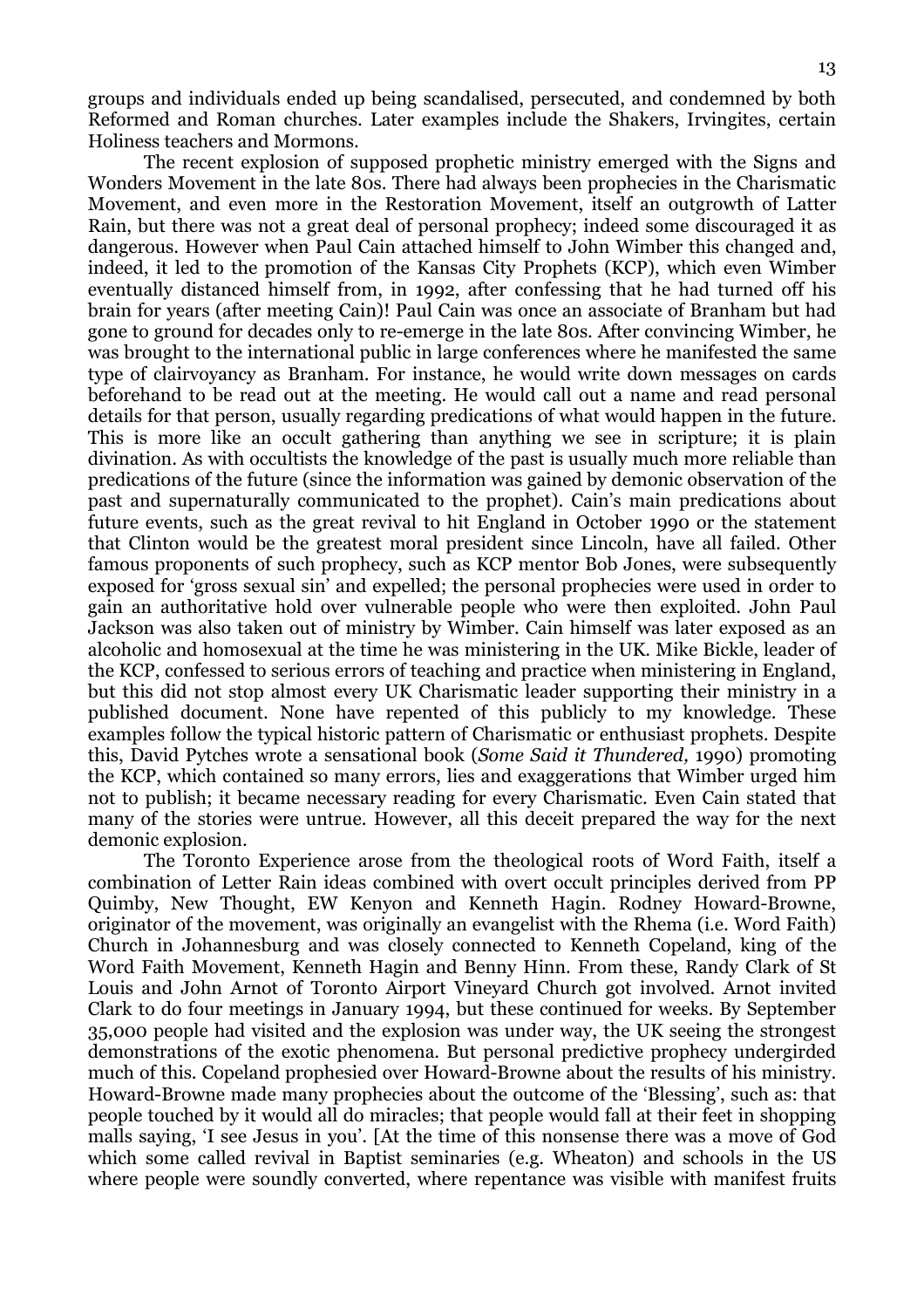groups and individuals ended up being scandalised, persecuted, and condemned by both Reformed and Roman churches. Later examples include the Shakers, Irvingites, certain Holiness teachers and Mormons.

The recent explosion of supposed prophetic ministry emerged with the Signs and Wonders Movement in the late 80s. There had always been prophecies in the Charismatic Movement, and even more in the Restoration Movement, itself an outgrowth of Latter Rain, but there was not a great deal of personal prophecy; indeed some discouraged it as dangerous. However when Paul Cain attached himself to John Wimber this changed and, indeed, it led to the promotion of the Kansas City Prophets (KCP), which even Wimber eventually distanced himself from, in 1992, after confessing that he had turned off his brain for years (after meeting Cain)! Paul Cain was once an associate of Branham but had gone to ground for decades only to re-emerge in the late 80s. After convincing Wimber, he was brought to the international public in large conferences where he manifested the same type of clairvoyancy as Branham. For instance, he would write down messages on cards beforehand to be read out at the meeting. He would call out a name and read personal details for that person, usually regarding predications of what would happen in the future. This is more like an occult gathering than anything we see in scripture; it is plain divination. As with occultists the knowledge of the past is usually much more reliable than predications of the future (since the information was gained by demonic observation of the past and supernaturally communicated to the prophet). Cain's main predications about future events, such as the great revival to hit England in October 1990 or the statement that Clinton would be the greatest moral president since Lincoln, have all failed. Other famous proponents of such prophecy, such as KCP mentor Bob Jones, were subsequently exposed for 'gross sexual sin' and expelled; the personal prophecies were used in order to gain an authoritative hold over vulnerable people who were then exploited. John Paul Jackson was also taken out of ministry by Wimber. Cain himself was later exposed as an alcoholic and homosexual at the time he was ministering in the UK. Mike Bickle, leader of the KCP, confessed to serious errors of teaching and practice when ministering in England, but this did not stop almost every UK Charismatic leader supporting their ministry in a published document. None have repented of this publicly to my knowledge. These examples follow the typical historic pattern of Charismatic or enthusiast prophets. Despite this, David Pytches wrote a sensational book (*Some Said it Thundered,* 1990) promoting the KCP, which contained so many errors, lies and exaggerations that Wimber urged him not to publish; it became necessary reading for every Charismatic. Even Cain stated that many of the stories were untrue. However, all this deceit prepared the way for the next demonic explosion.

The Toronto Experience arose from the theological roots of Word Faith, itself a combination of Letter Rain ideas combined with overt occult principles derived from PP Quimby, New Thought, EW Kenyon and Kenneth Hagin. Rodney Howard-Browne, originator of the movement, was originally an evangelist with the Rhema (i.e. Word Faith) Church in Johannesburg and was closely connected to Kenneth Copeland, king of the Word Faith Movement, Kenneth Hagin and Benny Hinn. From these, Randy Clark of St Louis and John Arnot of Toronto Airport Vineyard Church got involved. Arnot invited Clark to do four meetings in January 1994, but these continued for weeks. By September 35,000 people had visited and the explosion was under way, the UK seeing the strongest demonstrations of the exotic phenomena. But personal predictive prophecy undergirded much of this. Copeland prophesied over Howard-Browne about the results of his ministry. Howard-Browne made many prophecies about the outcome of the 'Blessing', such as: that people touched by it would all do miracles; that people would fall at their feet in shopping malls saying, 'I see Jesus in you'. [At the time of this nonsense there was a move of God which some called revival in Baptist seminaries (e.g. Wheaton) and schools in the US where people were soundly converted, where repentance was visible with manifest fruits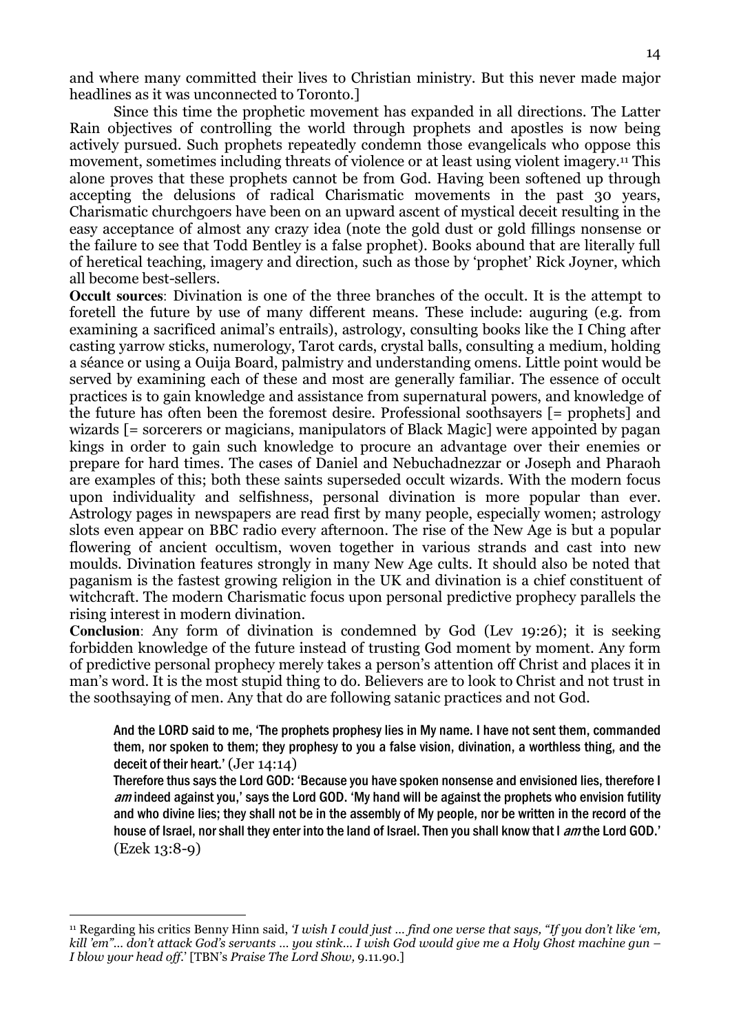and where many committed their lives to Christian ministry. But this never made major headlines as it was unconnected to Toronto.]

Since this time the prophetic movement has expanded in all directions. The Latter Rain objectives of controlling the world through prophets and apostles is now being actively pursued. Such prophets repeatedly condemn those evangelicals who oppose this movement, sometimes including threats of violence or at least using violent imagery.[11] This alone proves that these prophets cannot be from God. Having been softened up through accepting the delusions of radical Charismatic movements in the past 30 years, Charismatic churchgoers have been on an upward ascent of mystical deceit resulting in the easy acceptance of almost any crazy idea (note the gold dust or gold fillings nonsense or the failure to see that Todd Bentley is a false prophet). Books abound that are literally full of heretical teaching, imagery and direction, such as those by 'prophet' Rick Joyner, which all become best-sellers.

**Occult sources**: Divination is one of the three branches of the occult. It is the attempt to foretell the future by use of many different means. These include: auguring (e.g. from examining a sacrificed animal's entrails), astrology, consulting books like the I Ching after casting yarrow sticks, numerology, Tarot cards, crystal balls, consulting a medium, holding a séance or using a Ouija Board, palmistry and understanding omens. Little point would be served by examining each of these and most are generally familiar. The essence of occult practices is to gain knowledge and assistance from supernatural powers, and knowledge of the future has often been the foremost desire. Professional soothsayers [= prophets] and wizards [= sorcerers or magicians, manipulators of Black Magic] were appointed by pagan kings in order to gain such knowledge to procure an advantage over their enemies or prepare for hard times. The cases of Daniel and Nebuchadnezzar or Joseph and Pharaoh are examples of this; both these saints superseded occult wizards. With the modern focus upon individuality and selfishness, personal divination is more popular than ever. Astrology pages in newspapers are read first by many people, especially women; astrology slots even appear on BBC radio every afternoon. The rise of the New Age is but a popular flowering of ancient occultism, woven together in various strands and cast into new moulds. Divination features strongly in many New Age cults. It should also be noted that paganism is the fastest growing religion in the UK and divination is a chief constituent of witchcraft. The modern Charismatic focus upon personal predictive prophecy parallels the rising interest in modern divination.

**Conclusion**: Any form of divination is condemned by God (Lev 19:26); it is seeking forbidden knowledge of the future instead of trusting God moment by moment. Any form of predictive personal prophecy merely takes a person's attention off Christ and places it in man's word. It is the most stupid thing to do. Believers are to look to Christ and not trust in the soothsaying of men. Any that do are following satanic practices and not God.

> And the LORD said to me, 'The prophets prophesy lies in My name. I have not sent them, commanded them, nor spoken to them; they prophesy to you a false vision, divination, a worthless thing, and the deceit of their heart.' (Jer 14:14)
>
> Therefore thus says the Lord GOD: 'Because you have spoken nonsense and envisioned lies, therefore I *am* indeed against you,' says the Lord GOD. 'My hand will be against the prophets who envision futility and who divine lies; they shall not be in the assembly of My people, nor be written in the record of the house of Israel, nor shall they enter into the land of Israel. Then you shall know that I *am* the Lord GOD.' (Ezek 13:8-9)

---

[11] Regarding his critics Benny Hinn said, *'I wish I could just … find one verse that says, "If you don't like 'em, kill 'em"… don't attack God's servants … you stink… I wish God would give me a Holy Ghost machine gun – I blow your head off.'* [TBN's *Praise The Lord Show,* 9.11.90.]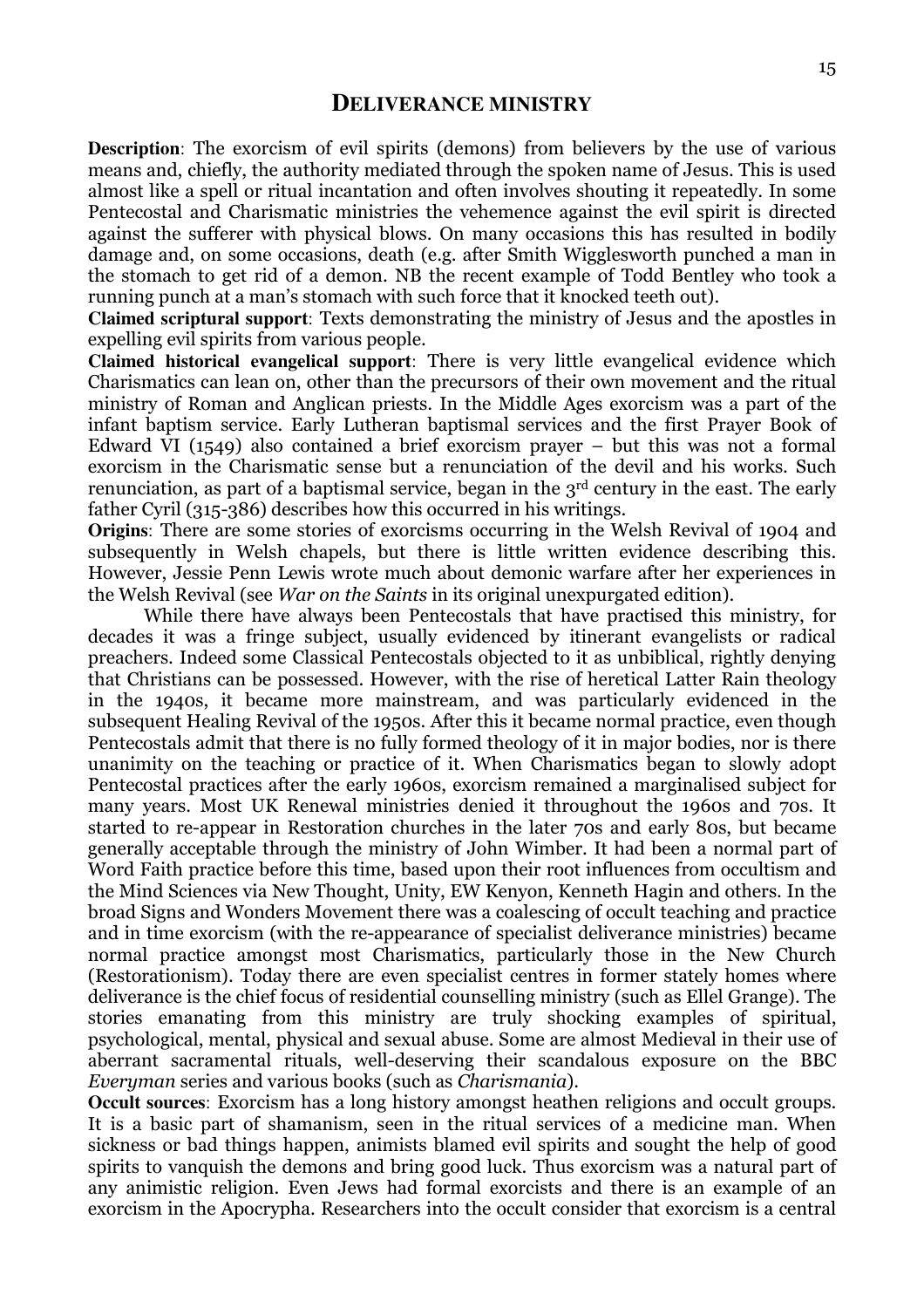## Deliverance ministry

**Description**: The exorcism of evil spirits (demons) from believers by the use of various means and, chiefly, the authority mediated through the spoken name of Jesus. This is used almost like a spell or ritual incantation and often involves shouting it repeatedly. In some Pentecostal and Charismatic ministries the vehemence against the evil spirit is directed against the sufferer with physical blows. On many occasions this has resulted in bodily damage and, on some occasions, death (e.g. after Smith Wigglesworth punched a man in the stomach to get rid of a demon. NB the recent example of Todd Bentley who took a running punch at a man's stomach with such force that it knocked teeth out).

**Claimed scriptural support**: Texts demonstrating the ministry of Jesus and the apostles in expelling evil spirits from various people.

**Claimed historical evangelical support**: There is very little evangelical evidence which Charismatics can lean on, other than the precursors of their own movement and the ritual ministry of Roman and Anglican priests. In the Middle Ages exorcism was a part of the infant baptism service. Early Lutheran baptismal services and the first Prayer Book of Edward VI (1549) also contained a brief exorcism prayer – but this was not a formal exorcism in the Charismatic sense but a renunciation of the devil and his works. Such renunciation, as part of a baptismal service, began in the 3rd century in the east. The early father Cyril (315-386) describes how this occurred in his writings.

**Origins**: There are some stories of exorcisms occurring in the Welsh Revival of 1904 and subsequently in Welsh chapels, but there is little written evidence describing this. However, Jessie Penn Lewis wrote much about demonic warfare after her experiences in the Welsh Revival (see *War on the Saints* in its original unexpurgated edition).

While there have always been Pentecostals that have practised this ministry, for decades it was a fringe subject, usually evidenced by itinerant evangelists or radical preachers. Indeed some Classical Pentecostals objected to it as unbiblical, rightly denying that Christians can be possessed. However, with the rise of heretical Latter Rain theology in the 1940s, it became more mainstream, and was particularly evidenced in the subsequent Healing Revival of the 1950s. After this it became normal practice, even though Pentecostals admit that there is no fully formed theology of it in major bodies, nor is there unanimity on the teaching or practice of it. When Charismatics began to slowly adopt Pentecostal practices after the early 1960s, exorcism remained a marginalised subject for many years. Most UK Renewal ministries denied it throughout the 1960s and 70s. It started to re-appear in Restoration churches in the later 70s and early 80s, but became generally acceptable through the ministry of John Wimber. It had been a normal part of Word Faith practice before this time, based upon their root influences from occultism and the Mind Sciences via New Thought, Unity, EW Kenyon, Kenneth Hagin and others. In the broad Signs and Wonders Movement there was a coalescing of occult teaching and practice and in time exorcism (with the re-appearance of specialist deliverance ministries) became normal practice amongst most Charismatics, particularly those in the New Church (Restorationism). Today there are even specialist centres in former stately homes where deliverance is the chief focus of residential counselling ministry (such as Ellel Grange). The stories emanating from this ministry are truly shocking examples of spiritual, psychological, mental, physical and sexual abuse. Some are almost Medieval in their use of aberrant sacramental rituals, well-deserving their scandalous exposure on the BBC *Everyman* series and various books (such as *Charismania*).

**Occult sources**: Exorcism has a long history amongst heathen religions and occult groups. It is a basic part of shamanism, seen in the ritual services of a medicine man. When sickness or bad things happen, animists blamed evil spirits and sought the help of good spirits to vanquish the demons and bring good luck. Thus exorcism was a natural part of any animistic religion. Even Jews had formal exorcists and there is an example of an exorcism in the Apocrypha. Researchers into the occult consider that exorcism is a central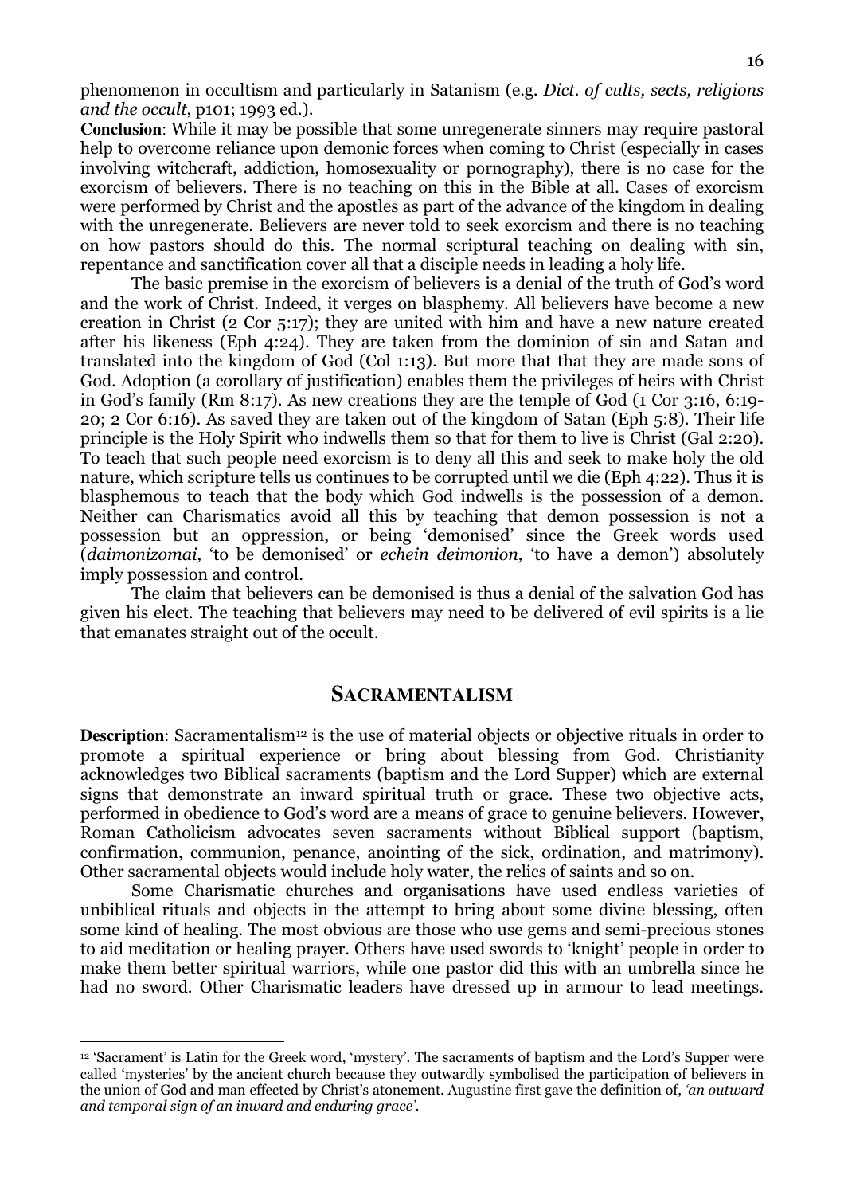phenomenon in occultism and particularly in Satanism (e.g. *Dict. of cults, sects, religions and the occult*, p101; 1993 ed.).

**Conclusion**: While it may be possible that some unregenerate sinners may require pastoral help to overcome reliance upon demonic forces when coming to Christ (especially in cases involving witchcraft, addiction, homosexuality or pornography), there is no case for the exorcism of believers. There is no teaching on this in the Bible at all. Cases of exorcism were performed by Christ and the apostles as part of the advance of the kingdom in dealing with the unregenerate. Believers are never told to seek exorcism and there is no teaching on how pastors should do this. The normal scriptural teaching on dealing with sin, repentance and sanctification cover all that a disciple needs in leading a holy life.

The basic premise in the exorcism of believers is a denial of the truth of God's word and the work of Christ. Indeed, it verges on blasphemy. All believers have become a new creation in Christ (2 Cor 5:17); they are united with him and have a new nature created after his likeness (Eph 4:24). They are taken from the dominion of sin and Satan and translated into the kingdom of God (Col 1:13). But more that that they are made sons of God. Adoption (a corollary of justification) enables them the privileges of heirs with Christ in God's family (Rm 8:17). As new creations they are the temple of God (1 Cor 3:16, 6:19-20; 2 Cor 6:16). As saved they are taken out of the kingdom of Satan (Eph 5:8). Their life principle is the Holy Spirit who indwells them so that for them to live is Christ (Gal 2:20). To teach that such people need exorcism is to deny all this and seek to make holy the old nature, which scripture tells us continues to be corrupted until we die (Eph 4:22). Thus it is blasphemous to teach that the body which God indwells is the possession of a demon. Neither can Charismatics avoid all this by teaching that demon possession is not a possession but an oppression, or being 'demonised' since the Greek words used (*daimonizomai,* 'to be demonised' or *echein deimonion,* 'to have a demon') absolutely imply possession and control.

The claim that believers can be demonised is thus a denial of the salvation God has given his elect. The teaching that believers may need to be delivered of evil spirits is a lie that emanates straight out of the occult.

## SACRAMENTALISM

**Description**: Sacramentalism[12] is the use of material objects or objective rituals in order to promote a spiritual experience or bring about blessing from God. Christianity acknowledges two Biblical sacraments (baptism and the Lord Supper) which are external signs that demonstrate an inward spiritual truth or grace. These two objective acts, performed in obedience to God's word are a means of grace to genuine believers. However, Roman Catholicism advocates seven sacraments without Biblical support (baptism, confirmation, communion, penance, anointing of the sick, ordination, and matrimony). Other sacramental objects would include holy water, the relics of saints and so on.

Some Charismatic churches and organisations have used endless varieties of unbiblical rituals and objects in the attempt to bring about some divine blessing, often some kind of healing. The most obvious are those who use gems and semi-precious stones to aid meditation or healing prayer. Others have used swords to 'knight' people in order to make them better spiritual warriors, while one pastor did this with an umbrella since he had no sword. Other Charismatic leaders have dressed up in armour to lead meetings.

---

[12] 'Sacrament' is Latin for the Greek word, 'mystery'. The sacraments of baptism and the Lord's Supper were called 'mysteries' by the ancient church because they outwardly symbolised the participation of believers in the union of God and man effected by Christ's atonement. Augustine first gave the definition of, *'an outward and temporal sign of an inward and enduring grace'.*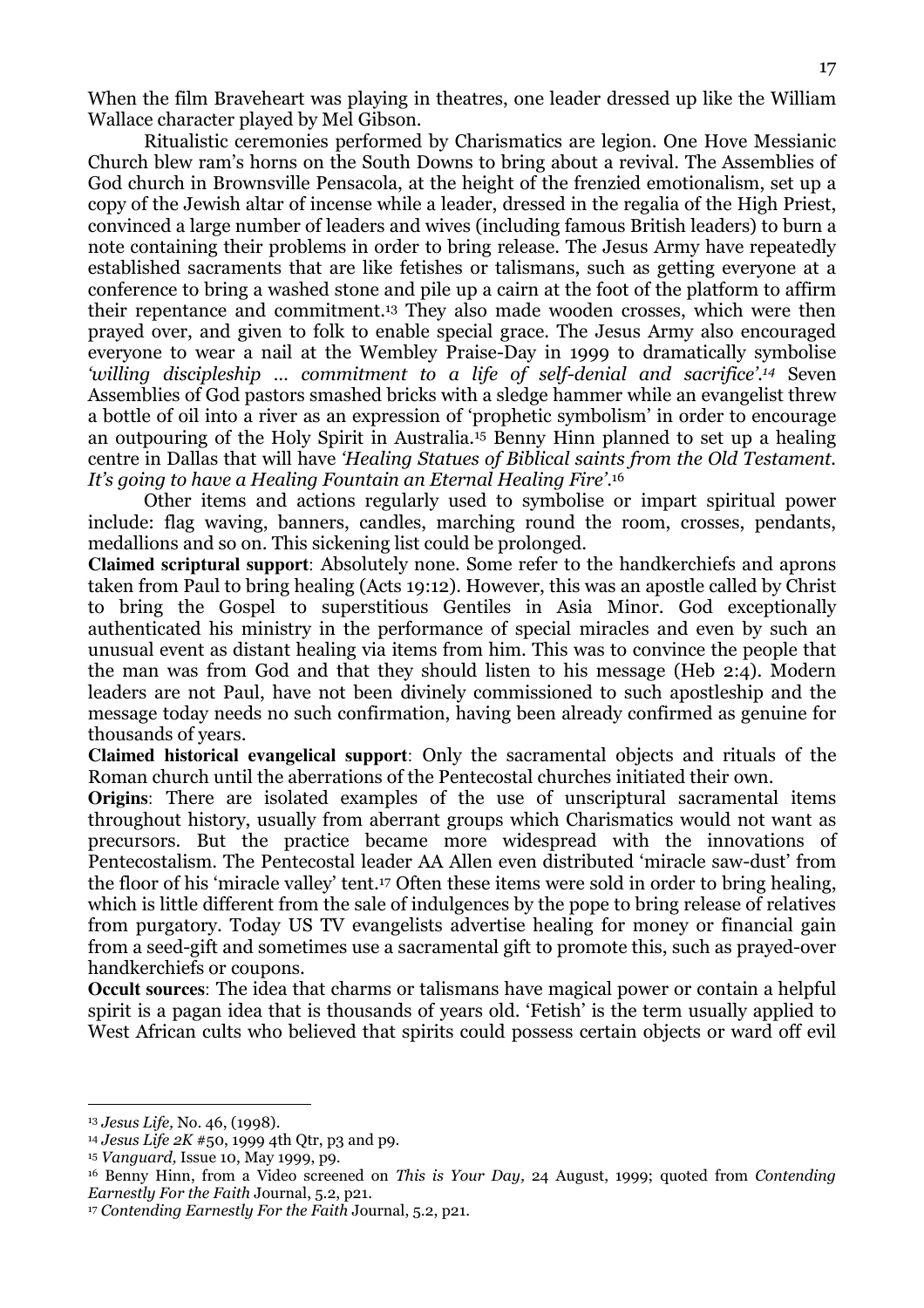When the film Braveheart was playing in theatres, one leader dressed up like the William Wallace character played by Mel Gibson.

Ritualistic ceremonies performed by Charismatics are legion. One Hove Messianic Church blew ram's horns on the South Downs to bring about a revival. The Assemblies of God church in Brownsville Pensacola, at the height of the frenzied emotionalism, set up a copy of the Jewish altar of incense while a leader, dressed in the regalia of the High Priest, convinced a large number of leaders and wives (including famous British leaders) to burn a note containing their problems in order to bring release. The Jesus Army have repeatedly established sacraments that are like fetishes or talismans, such as getting everyone at a conference to bring a washed stone and pile up a cairn at the foot of the platform to affirm their repentance and commitment.[13] They also made wooden crosses, which were then prayed over, and given to folk to enable special grace. The Jesus Army also encouraged everyone to wear a nail at the Wembley Praise-Day in 1999 to dramatically symbolise *'willing discipleship … commitment to a life of self-denial and sacrifice'.*[14] Seven Assemblies of God pastors smashed bricks with a sledge hammer while an evangelist threw a bottle of oil into a river as an expression of 'prophetic symbolism' in order to encourage an outpouring of the Holy Spirit in Australia.[15] Benny Hinn planned to set up a healing centre in Dallas that will have *'Healing Statues of Biblical saints from the Old Testament. It's going to have a Healing Fountain an Eternal Healing Fire'*.[16]

Other items and actions regularly used to symbolise or impart spiritual power include: flag waving, banners, candles, marching round the room, crosses, pendants, medallions and so on. This sickening list could be prolonged.

**Claimed scriptural support**: Absolutely none. Some refer to the handkerchiefs and aprons taken from Paul to bring healing (Acts 19:12). However, this was an apostle called by Christ to bring the Gospel to superstitious Gentiles in Asia Minor. God exceptionally authenticated his ministry in the performance of special miracles and even by such an unusual event as distant healing via items from him. This was to convince the people that the man was from God and that they should listen to his message (Heb 2:4). Modern leaders are not Paul, have not been divinely commissioned to such apostleship and the message today needs no such confirmation, having been already confirmed as genuine for thousands of years.

**Claimed historical evangelical support**: Only the sacramental objects and rituals of the Roman church until the aberrations of the Pentecostal churches initiated their own.

**Origins**: There are isolated examples of the use of unscriptural sacramental items throughout history, usually from aberrant groups which Charismatics would not want as precursors. But the practice became more widespread with the innovations of Pentecostalism. The Pentecostal leader AA Allen even distributed 'miracle saw-dust' from the floor of his 'miracle valley' tent.[17] Often these items were sold in order to bring healing, which is little different from the sale of indulgences by the pope to bring release of relatives from purgatory. Today US TV evangelists advertise healing for money or financial gain from a seed-gift and sometimes use a sacramental gift to promote this, such as prayed-over handkerchiefs or coupons.

**Occult sources**: The idea that charms or talismans have magical power or contain a helpful spirit is a pagan idea that is thousands of years old. 'Fetish' is the term usually applied to West African cults who believed that spirits could possess certain objects or ward off evil

---

[13] *Jesus Life,* No. 46, (1998).

[14] *Jesus Life 2K* #50, 1999 4th Qtr, p3 and p9.

[15] *Vanguard,* Issue 10, May 1999, p9.

[16] Benny Hinn, from a Video screened on *This is Your Day,* 24 August, 1999; quoted from *Contending Earnestly For the Faith* Journal, 5.2, p21.

[17] *Contending Earnestly For the Faith* Journal, 5.2, p21.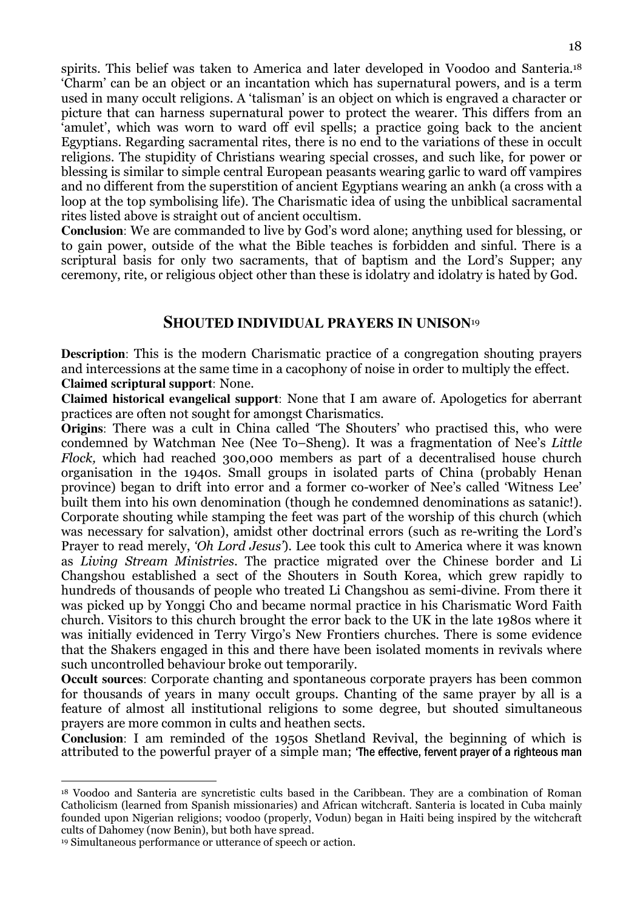spirits. This belief was taken to America and later developed in Voodoo and Santeria.[18] 'Charm' can be an object or an incantation which has supernatural powers, and is a term used in many occult religions. A 'talisman' is an object on which is engraved a character or picture that can harness supernatural power to protect the wearer. This differs from an 'amulet', which was worn to ward off evil spells; a practice going back to the ancient Egyptians. Regarding sacramental rites, there is no end to the variations of these in occult religions. The stupidity of Christians wearing special crosses, and such like, for power or blessing is similar to simple central European peasants wearing garlic to ward off vampires and no different from the superstition of ancient Egyptians wearing an ankh (a cross with a loop at the top symbolising life). The Charismatic idea of using the unbiblical sacramental rites listed above is straight out of ancient occultism.

**Conclusion**: We are commanded to live by God's word alone; anything used for blessing, or to gain power, outside of the what the Bible teaches is forbidden and sinful. There is a scriptural basis for only two sacraments, that of baptism and the Lord's Supper; any ceremony, rite, or religious object other than these is idolatry and idolatry is hated by God.

## SHOUTED INDIVIDUAL PRAYERS IN UNISON[19]

**Description**: This is the modern Charismatic practice of a congregation shouting prayers and intercessions at the same time in a cacophony of noise in order to multiply the effect.

**Claimed scriptural support**: None.

**Claimed historical evangelical support**: None that I am aware of. Apologetics for aberrant practices are often not sought for amongst Charismatics.

**Origins**: There was a cult in China called 'The Shouters' who practised this, who were condemned by Watchman Nee (Nee To–Sheng). It was a fragmentation of Nee's *Little Flock,* which had reached 300,000 members as part of a decentralised house church organisation in the 1940s. Small groups in isolated parts of China (probably Henan province) began to drift into error and a former co-worker of Nee's called 'Witness Lee' built them into his own denomination (though he condemned denominations as satanic!). Corporate shouting while stamping the feet was part of the worship of this church (which was necessary for salvation), amidst other doctrinal errors (such as re-writing the Lord's Prayer to read merely, *'Oh Lord Jesus'*). Lee took this cult to America where it was known as *Living Stream Ministries*. The practice migrated over the Chinese border and Li Changshou established a sect of the Shouters in South Korea, which grew rapidly to hundreds of thousands of people who treated Li Changshou as semi-divine. From there it was picked up by Yonggi Cho and became normal practice in his Charismatic Word Faith church. Visitors to this church brought the error back to the UK in the late 1980s where it was initially evidenced in Terry Virgo's New Frontiers churches. There is some evidence that the Shakers engaged in this and there have been isolated moments in revivals where such uncontrolled behaviour broke out temporarily.

**Occult sources**: Corporate chanting and spontaneous corporate prayers has been common for thousands of years in many occult groups. Chanting of the same prayer by all is a feature of almost all institutional religions to some degree, but shouted simultaneous prayers are more common in cults and heathen sects.

**Conclusion**: I am reminded of the 1950s Shetland Revival, the beginning of which is attributed to the powerful prayer of a simple man; 'The effective, fervent prayer of a righteous man

---

[18] Voodoo and Santeria are syncretistic cults based in the Caribbean. They are a combination of Roman Catholicism (learned from Spanish missionaries) and African witchcraft. Santeria is located in Cuba mainly founded upon Nigerian religions; voodoo (properly, Vodun) began in Haiti being inspired by the witchcraft cults of Dahomey (now Benin), but both have spread.

[19] Simultaneous performance or utterance of speech or action.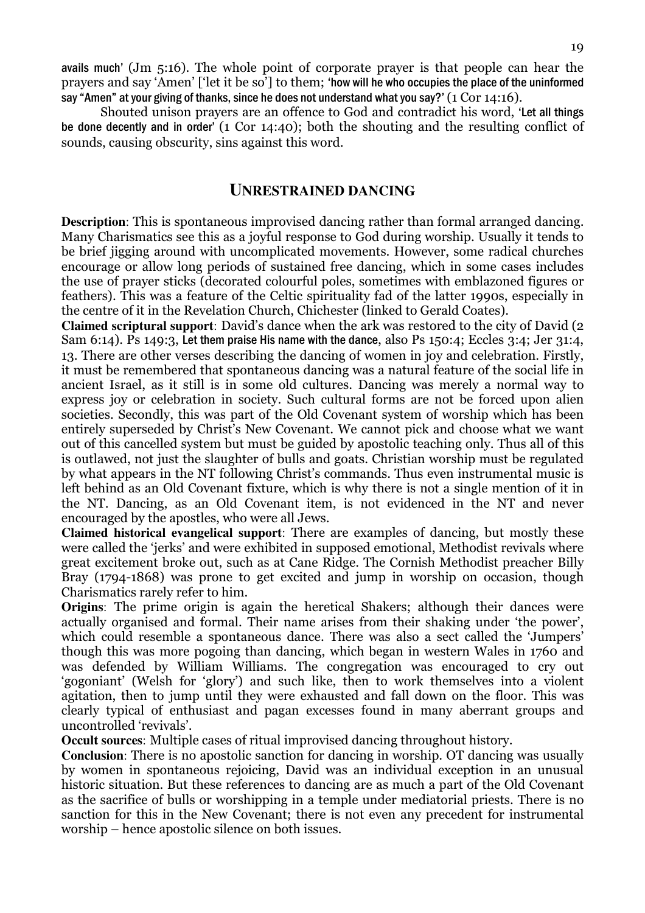avails much' (Jm 5:16). The whole point of corporate prayer is that people can hear the prayers and say 'Amen' ['let it be so'] to them; 'how will he who occupies the place of the uninformed say "Amen" at your giving of thanks, since he does not understand what you say?' (1 Cor 14:16).

Shouted unison prayers are an offence to God and contradict his word, 'Let all things be done decently and in order' (1 Cor 14:40); both the shouting and the resulting conflict of sounds, causing obscurity, sins against this word.

## UNRESTRAINED DANCING

**Description**: This is spontaneous improvised dancing rather than formal arranged dancing. Many Charismatics see this as a joyful response to God during worship. Usually it tends to be brief jigging around with uncomplicated movements. However, some radical churches encourage or allow long periods of sustained free dancing, which in some cases includes the use of prayer sticks (decorated colourful poles, sometimes with emblazoned figures or feathers). This was a feature of the Celtic spirituality fad of the latter 1990s, especially in the centre of it in the Revelation Church, Chichester (linked to Gerald Coates).

**Claimed scriptural support**: David's dance when the ark was restored to the city of David (2 Sam 6:14). Ps 149:3, Let them praise His name with the dance, also Ps 150:4; Eccles 3:4; Jer 31:4, 13. There are other verses describing the dancing of women in joy and celebration. Firstly, it must be remembered that spontaneous dancing was a natural feature of the social life in ancient Israel, as it still is in some old cultures. Dancing was merely a normal way to express joy or celebration in society. Such cultural forms are not be forced upon alien societies. Secondly, this was part of the Old Covenant system of worship which has been entirely superseded by Christ's New Covenant. We cannot pick and choose what we want out of this cancelled system but must be guided by apostolic teaching only. Thus all of this is outlawed, not just the slaughter of bulls and goats. Christian worship must be regulated by what appears in the NT following Christ's commands. Thus even instrumental music is left behind as an Old Covenant fixture, which is why there is not a single mention of it in the NT. Dancing, as an Old Covenant item, is not evidenced in the NT and never encouraged by the apostles, who were all Jews.

**Claimed historical evangelical support**: There are examples of dancing, but mostly these were called the 'jerks' and were exhibited in supposed emotional, Methodist revivals where great excitement broke out, such as at Cane Ridge. The Cornish Methodist preacher Billy Bray (1794-1868) was prone to get excited and jump in worship on occasion, though Charismatics rarely refer to him.

**Origins**: The prime origin is again the heretical Shakers; although their dances were actually organised and formal. Their name arises from their shaking under 'the power', which could resemble a spontaneous dance. There was also a sect called the 'Jumpers' though this was more pogoing than dancing, which began in western Wales in 1760 and was defended by William Williams. The congregation was encouraged to cry out 'gogoniant' (Welsh for 'glory') and such like, then to work themselves into a violent agitation, then to jump until they were exhausted and fall down on the floor. This was clearly typical of enthusiast and pagan excesses found in many aberrant groups and uncontrolled 'revivals'.

**Occult sources**: Multiple cases of ritual improvised dancing throughout history.

**Conclusion**: There is no apostolic sanction for dancing in worship. OT dancing was usually by women in spontaneous rejoicing, David was an individual exception in an unusual historic situation. But these references to dancing are as much a part of the Old Covenant as the sacrifice of bulls or worshipping in a temple under mediatorial priests. There is no sanction for this in the New Covenant; there is not even any precedent for instrumental worship – hence apostolic silence on both issues.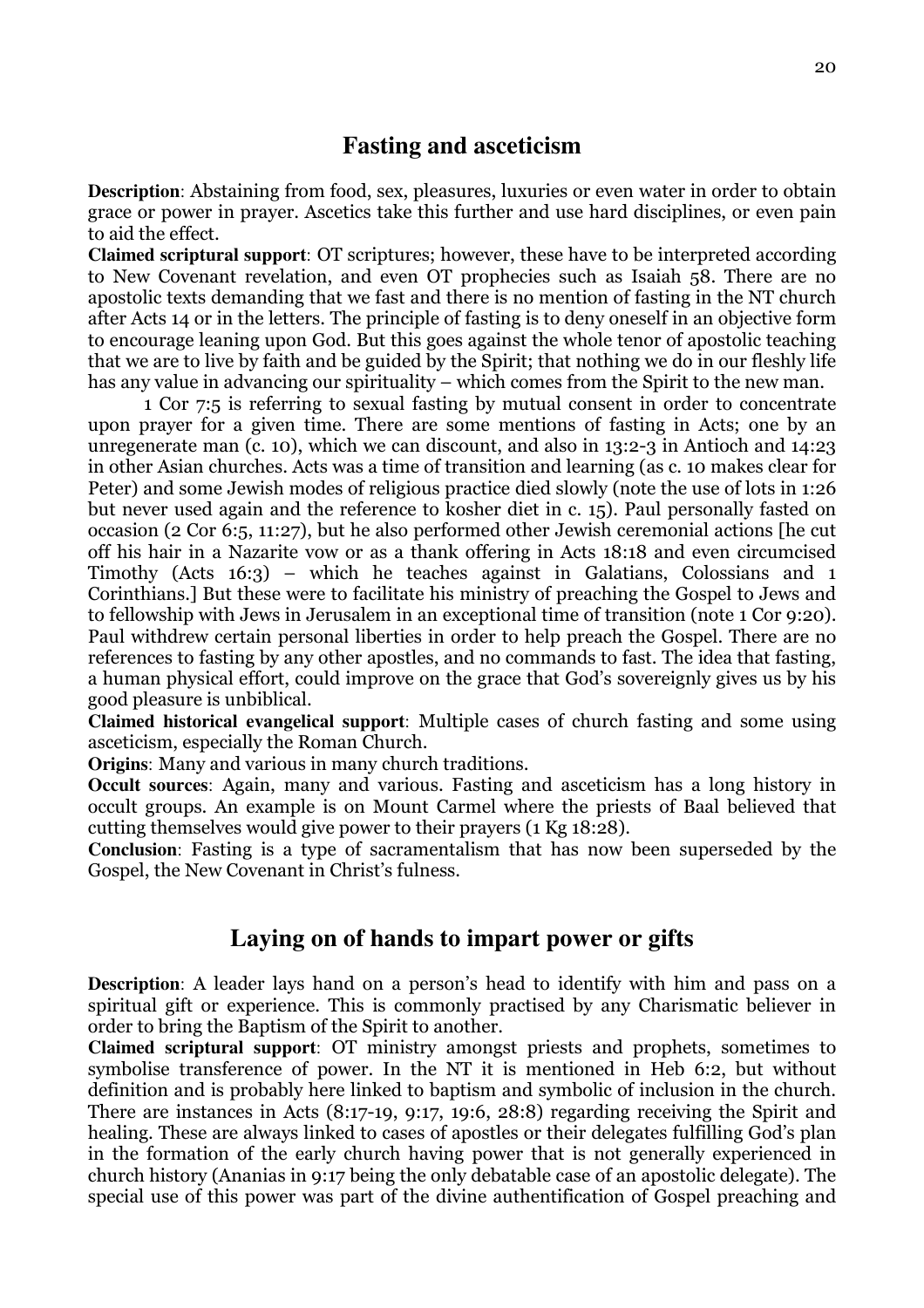## Fasting and asceticism

**Description**: Abstaining from food, sex, pleasures, luxuries or even water in order to obtain grace or power in prayer. Ascetics take this further and use hard disciplines, or even pain to aid the effect.

**Claimed scriptural support**: OT scriptures; however, these have to be interpreted according to New Covenant revelation, and even OT prophecies such as Isaiah 58. There are no apostolic texts demanding that we fast and there is no mention of fasting in the NT church after Acts 14 or in the letters. The principle of fasting is to deny oneself in an objective form to encourage leaning upon God. But this goes against the whole tenor of apostolic teaching that we are to live by faith and be guided by the Spirit; that nothing we do in our fleshly life has any value in advancing our spirituality – which comes from the Spirit to the new man.

1 Cor 7:5 is referring to sexual fasting by mutual consent in order to concentrate upon prayer for a given time. There are some mentions of fasting in Acts; one by an unregenerate man (c. 10), which we can discount, and also in 13:2-3 in Antioch and 14:23 in other Asian churches. Acts was a time of transition and learning (as c. 10 makes clear for Peter) and some Jewish modes of religious practice died slowly (note the use of lots in 1:26 but never used again and the reference to kosher diet in c. 15). Paul personally fasted on occasion (2 Cor 6:5, 11:27), but he also performed other Jewish ceremonial actions [he cut off his hair in a Nazarite vow or as a thank offering in Acts 18:18 and even circumcised Timothy (Acts 16:3) – which he teaches against in Galatians, Colossians and 1 Corinthians.] But these were to facilitate his ministry of preaching the Gospel to Jews and to fellowship with Jews in Jerusalem in an exceptional time of transition (note 1 Cor 9:20). Paul withdrew certain personal liberties in order to help preach the Gospel. There are no references to fasting by any other apostles, and no commands to fast. The idea that fasting, a human physical effort, could improve on the grace that God's sovereignly gives us by his good pleasure is unbiblical.

**Claimed historical evangelical support**: Multiple cases of church fasting and some using asceticism, especially the Roman Church.

**Origins**: Many and various in many church traditions.

**Occult sources**: Again, many and various. Fasting and asceticism has a long history in occult groups. An example is on Mount Carmel where the priests of Baal believed that cutting themselves would give power to their prayers (1 Kg 18:28).

**Conclusion**: Fasting is a type of sacramentalism that has now been superseded by the Gospel, the New Covenant in Christ's fulness.

## Laying on of hands to impart power or gifts

**Description**: A leader lays hand on a person's head to identify with him and pass on a spiritual gift or experience. This is commonly practised by any Charismatic believer in order to bring the Baptism of the Spirit to another.

**Claimed scriptural support**: OT ministry amongst priests and prophets, sometimes to symbolise transference of power. In the NT it is mentioned in Heb 6:2, but without definition and is probably here linked to baptism and symbolic of inclusion in the church. There are instances in Acts (8:17-19, 9:17, 19:6, 28:8) regarding receiving the Spirit and healing. These are always linked to cases of apostles or their delegates fulfilling God's plan in the formation of the early church having power that is not generally experienced in church history (Ananias in 9:17 being the only debatable case of an apostolic delegate). The special use of this power was part of the divine authentification of Gospel preaching and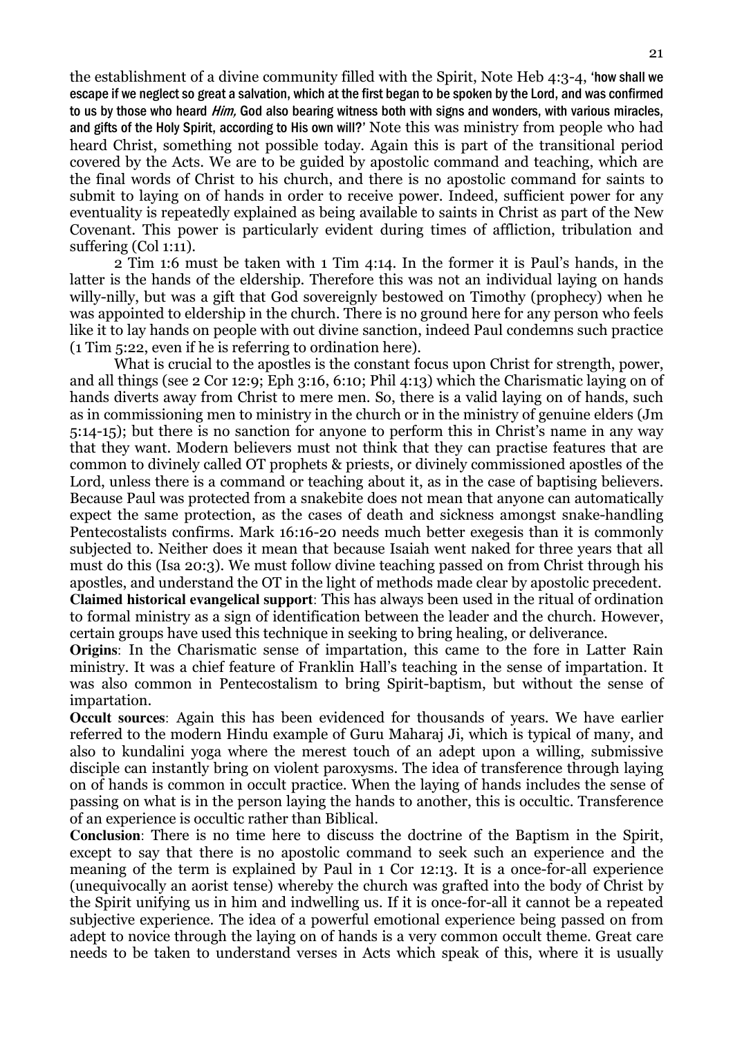the establishment of a divine community filled with the Spirit, Note Heb 4:3-4, 'how shall we escape if we neglect so great a salvation, which at the first began to be spoken by the Lord, and was confirmed to us by those who heard *Him,* God also bearing witness both with signs and wonders, with various miracles, and gifts of the Holy Spirit, according to His own will?' Note this was ministry from people who had heard Christ, something not possible today. Again this is part of the transitional period covered by the Acts. We are to be guided by apostolic command and teaching, which are the final words of Christ to his church, and there is no apostolic command for saints to submit to laying on of hands in order to receive power. Indeed, sufficient power for any eventuality is repeatedly explained as being available to saints in Christ as part of the New Covenant. This power is particularly evident during times of affliction, tribulation and suffering (Col 1:11).

2 Tim 1:6 must be taken with 1 Tim 4:14. In the former it is Paul's hands, in the latter is the hands of the eldership. Therefore this was not an individual laying on hands willy-nilly, but was a gift that God sovereignly bestowed on Timothy (prophecy) when he was appointed to eldership in the church. There is no ground here for any person who feels like it to lay hands on people with out divine sanction, indeed Paul condemns such practice (1 Tim 5:22, even if he is referring to ordination here).

What is crucial to the apostles is the constant focus upon Christ for strength, power, and all things (see 2 Cor 12:9; Eph 3:16, 6:10; Phil 4:13) which the Charismatic laying on of hands diverts away from Christ to mere men. So, there is a valid laying on of hands, such as in commissioning men to ministry in the church or in the ministry of genuine elders (Jm 5:14-15); but there is no sanction for anyone to perform this in Christ's name in any way that they want. Modern believers must not think that they can practise features that are common to divinely called OT prophets & priests, or divinely commissioned apostles of the Lord, unless there is a command or teaching about it, as in the case of baptising believers. Because Paul was protected from a snakebite does not mean that anyone can automatically expect the same protection, as the cases of death and sickness amongst snake-handling Pentecostalists confirms. Mark 16:16-20 needs much better exegesis than it is commonly subjected to. Neither does it mean that because Isaiah went naked for three years that all must do this (Isa 20:3). We must follow divine teaching passed on from Christ through his apostles, and understand the OT in the light of methods made clear by apostolic precedent.

**Claimed historical evangelical support**: This has always been used in the ritual of ordination to formal ministry as a sign of identification between the leader and the church. However, certain groups have used this technique in seeking to bring healing, or deliverance.

**Origins**: In the Charismatic sense of impartation, this came to the fore in Latter Rain ministry. It was a chief feature of Franklin Hall's teaching in the sense of impartation. It was also common in Pentecostalism to bring Spirit-baptism, but without the sense of impartation.

**Occult sources**: Again this has been evidenced for thousands of years. We have earlier referred to the modern Hindu example of Guru Maharaj Ji, which is typical of many, and also to kundalini yoga where the merest touch of an adept upon a willing, submissive disciple can instantly bring on violent paroxysms. The idea of transference through laying on of hands is common in occult practice. When the laying of hands includes the sense of passing on what is in the person laying the hands to another, this is occultic. Transference of an experience is occultic rather than Biblical.

**Conclusion**: There is no time here to discuss the doctrine of the Baptism in the Spirit, except to say that there is no apostolic command to seek such an experience and the meaning of the term is explained by Paul in 1 Cor 12:13. It is a once-for-all experience (unequivocally an aorist tense) whereby the church was grafted into the body of Christ by the Spirit unifying us in him and indwelling us. If it is once-for-all it cannot be a repeated subjective experience. The idea of a powerful emotional experience being passed on from adept to novice through the laying on of hands is a very common occult theme. Great care needs to be taken to understand verses in Acts which speak of this, where it is usually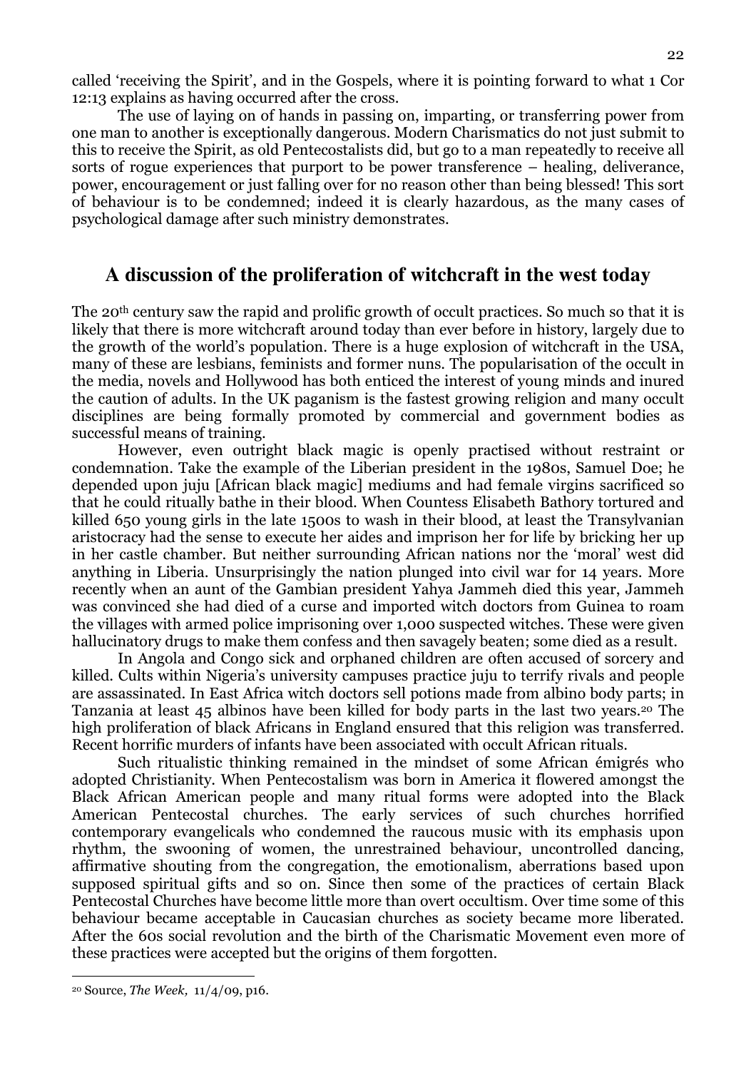called 'receiving the Spirit', and in the Gospels, where it is pointing forward to what 1 Cor 12:13 explains as having occurred after the cross.

The use of laying on of hands in passing on, imparting, or transferring power from one man to another is exceptionally dangerous. Modern Charismatics do not just submit to this to receive the Spirit, as old Pentecostalists did, but go to a man repeatedly to receive all sorts of rogue experiences that purport to be power transference – healing, deliverance, power, encouragement or just falling over for no reason other than being blessed! This sort of behaviour is to be condemned; indeed it is clearly hazardous, as the many cases of psychological damage after such ministry demonstrates.

## A discussion of the proliferation of witchcraft in the west today

The 20th century saw the rapid and prolific growth of occult practices. So much so that it is likely that there is more witchcraft around today than ever before in history, largely due to the growth of the world's population. There is a huge explosion of witchcraft in the USA, many of these are lesbians, feminists and former nuns. The popularisation of the occult in the media, novels and Hollywood has both enticed the interest of young minds and inured the caution of adults. In the UK paganism is the fastest growing religion and many occult disciplines are being formally promoted by commercial and government bodies as successful means of training.

However, even outright black magic is openly practised without restraint or condemnation. Take the example of the Liberian president in the 1980s, Samuel Doe; he depended upon juju [African black magic] mediums and had female virgins sacrificed so that he could ritually bathe in their blood. When Countess Elisabeth Bathory tortured and killed 650 young girls in the late 1500s to wash in their blood, at least the Transylvanian aristocracy had the sense to execute her aides and imprison her for life by bricking her up in her castle chamber. But neither surrounding African nations nor the 'moral' west did anything in Liberia. Unsurprisingly the nation plunged into civil war for 14 years. More recently when an aunt of the Gambian president Yahya Jammeh died this year, Jammeh was convinced she had died of a curse and imported witch doctors from Guinea to roam the villages with armed police imprisoning over 1,000 suspected witches. These were given hallucinatory drugs to make them confess and then savagely beaten; some died as a result.

In Angola and Congo sick and orphaned children are often accused of sorcery and killed. Cults within Nigeria's university campuses practice juju to terrify rivals and people are assassinated. In East Africa witch doctors sell potions made from albino body parts; in Tanzania at least 45 albinos have been killed for body parts in the last two years.[20] The high proliferation of black Africans in England ensured that this religion was transferred. Recent horrific murders of infants have been associated with occult African rituals.

Such ritualistic thinking remained in the mindset of some African émigrés who adopted Christianity. When Pentecostalism was born in America it flowered amongst the Black African American people and many ritual forms were adopted into the Black American Pentecostal churches. The early services of such churches horrified contemporary evangelicals who condemned the raucous music with its emphasis upon rhythm, the swooning of women, the unrestrained behaviour, uncontrolled dancing, affirmative shouting from the congregation, the emotionalism, aberrations based upon supposed spiritual gifts and so on. Since then some of the practices of certain Black Pentecostal Churches have become little more than overt occultism. Over time some of this behaviour became acceptable in Caucasian churches as society became more liberated. After the 60s social revolution and the birth of the Charismatic Movement even more of these practices were accepted but the origins of them forgotten.

---

[20] Source, *The Week,* 11/4/09, p16.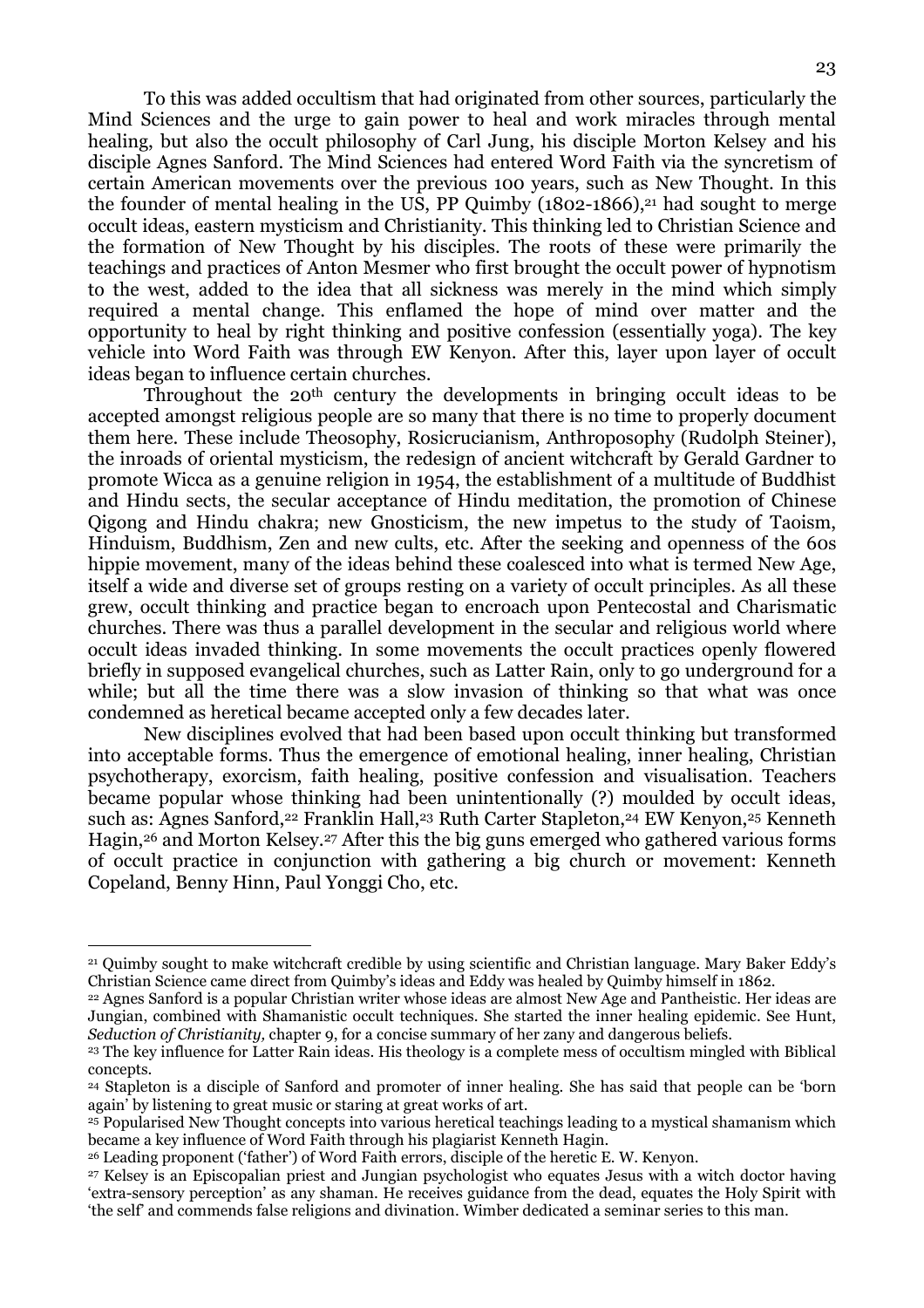To this was added occultism that had originated from other sources, particularly the Mind Sciences and the urge to gain power to heal and work miracles through mental healing, but also the occult philosophy of Carl Jung, his disciple Morton Kelsey and his disciple Agnes Sanford. The Mind Sciences had entered Word Faith via the syncretism of certain American movements over the previous 100 years, such as New Thought. In this the founder of mental healing in the US, PP Quimby (1802-1866),[21] had sought to merge occult ideas, eastern mysticism and Christianity. This thinking led to Christian Science and the formation of New Thought by his disciples. The roots of these were primarily the teachings and practices of Anton Mesmer who first brought the occult power of hypnotism to the west, added to the idea that all sickness was merely in the mind which simply required a mental change. This enflamed the hope of mind over matter and the opportunity to heal by right thinking and positive confession (essentially yoga). The key vehicle into Word Faith was through EW Kenyon. After this, layer upon layer of occult ideas began to influence certain churches.

Throughout the 20th century the developments in bringing occult ideas to be accepted amongst religious people are so many that there is no time to properly document them here. These include Theosophy, Rosicrucianism, Anthroposophy (Rudolph Steiner), the inroads of oriental mysticism, the redesign of ancient witchcraft by Gerald Gardner to promote Wicca as a genuine religion in 1954, the establishment of a multitude of Buddhist and Hindu sects, the secular acceptance of Hindu meditation, the promotion of Chinese Qigong and Hindu chakra; new Gnosticism, the new impetus to the study of Taoism, Hinduism, Buddhism, Zen and new cults, etc. After the seeking and openness of the 60s hippie movement, many of the ideas behind these coalesced into what is termed New Age, itself a wide and diverse set of groups resting on a variety of occult principles. As all these grew, occult thinking and practice began to encroach upon Pentecostal and Charismatic churches. There was thus a parallel development in the secular and religious world where occult ideas invaded thinking. In some movements the occult practices openly flowered briefly in supposed evangelical churches, such as Latter Rain, only to go underground for a while; but all the time there was a slow invasion of thinking so that what was once condemned as heretical became accepted only a few decades later.

New disciplines evolved that had been based upon occult thinking but transformed into acceptable forms. Thus the emergence of emotional healing, inner healing, Christian psychotherapy, exorcism, faith healing, positive confession and visualisation. Teachers became popular whose thinking had been unintentionally (?) moulded by occult ideas, such as: Agnes Sanford,[22] Franklin Hall,[23] Ruth Carter Stapleton,[24] EW Kenyon,[25] Kenneth Hagin,[26] and Morton Kelsey.[27] After this the big guns emerged who gathered various forms of occult practice in conjunction with gathering a big church or movement: Kenneth Copeland, Benny Hinn, Paul Yonggi Cho, etc.

---

[21] Quimby sought to make witchcraft credible by using scientific and Christian language. Mary Baker Eddy's Christian Science came direct from Quimby's ideas and Eddy was healed by Quimby himself in 1862.

[22] Agnes Sanford is a popular Christian writer whose ideas are almost New Age and Pantheistic. Her ideas are Jungian, combined with Shamanistic occult techniques. She started the inner healing epidemic. See Hunt, *Seduction of Christianity,* chapter 9, for a concise summary of her zany and dangerous beliefs.

[23] The key influence for Latter Rain ideas. His theology is a complete mess of occultism mingled with Biblical concepts.

[24] Stapleton is a disciple of Sanford and promoter of inner healing. She has said that people can be 'born again' by listening to great music or staring at great works of art.

[25] Popularised New Thought concepts into various heretical teachings leading to a mystical shamanism which became a key influence of Word Faith through his plagiarist Kenneth Hagin.

[26] Leading proponent ('father') of Word Faith errors, disciple of the heretic E. W. Kenyon.

[27] Kelsey is an Episcopalian priest and Jungian psychologist who equates Jesus with a witch doctor having 'extra-sensory perception' as any shaman. He receives guidance from the dead, equates the Holy Spirit with 'the self' and commends false religions and divination. Wimber dedicated a seminar series to this man.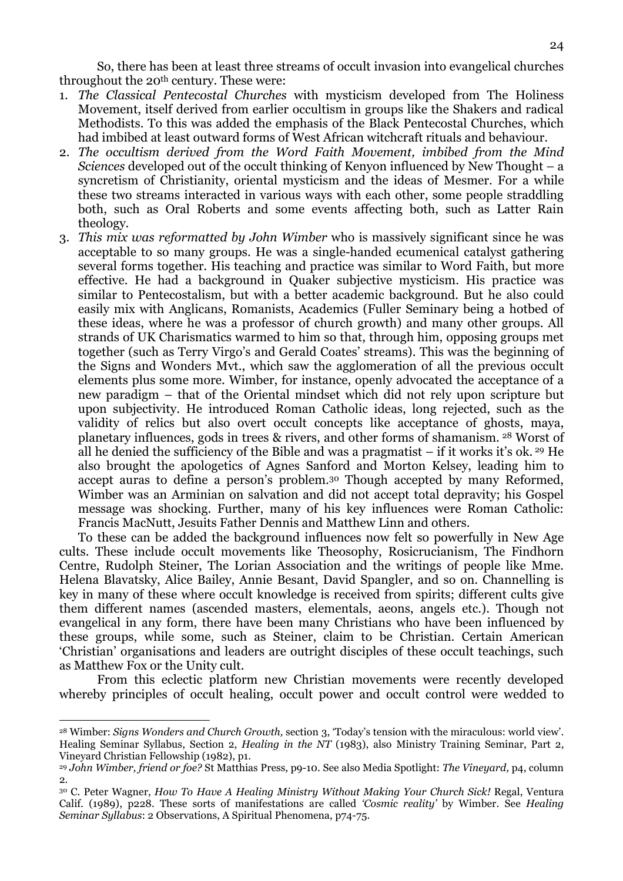So, there has been at least three streams of occult invasion into evangelical churches throughout the 20th century. These were:

1. *The Classical Pentecostal Churches* with mysticism developed from The Holiness Movement, itself derived from earlier occultism in groups like the Shakers and radical Methodists. To this was added the emphasis of the Black Pentecostal Churches, which had imbibed at least outward forms of West African witchcraft rituals and behaviour.
2. *The occultism derived from the Word Faith Movement, imbibed from the Mind Sciences* developed out of the occult thinking of Kenyon influenced by New Thought – a syncretism of Christianity, oriental mysticism and the ideas of Mesmer. For a while these two streams interacted in various ways with each other, some people straddling both, such as Oral Roberts and some events affecting both, such as Latter Rain theology.
3. *This mix was reformatted by John Wimber* who is massively significant since he was acceptable to so many groups. He was a single-handed ecumenical catalyst gathering several forms together. His teaching and practice was similar to Word Faith, but more effective. He had a background in Quaker subjective mysticism. His practice was similar to Pentecostalism, but with a better academic background. But he also could easily mix with Anglicans, Romanists, Academics (Fuller Seminary being a hotbed of these ideas, where he was a professor of church growth) and many other groups. All strands of UK Charismatics warmed to him so that, through him, opposing groups met together (such as Terry Virgo's and Gerald Coates' streams). This was the beginning of the Signs and Wonders Mvt., which saw the agglomeration of all the previous occult elements plus some more. Wimber, for instance, openly advocated the acceptance of a new paradigm – that of the Oriental mindset which did not rely upon scripture but upon subjectivity. He introduced Roman Catholic ideas, long rejected, such as the validity of relics but also overt occult concepts like acceptance of ghosts, maya, planetary influences, gods in trees & rivers, and other forms of shamanism. [28] Worst of all he denied the sufficiency of the Bible and was a pragmatist – if it works it's ok. [29] He also brought the apologetics of Agnes Sanford and Morton Kelsey, leading him to accept auras to define a person's problem.[30] Though accepted by many Reformed, Wimber was an Arminian on salvation and did not accept total depravity; his Gospel message was shocking. Further, many of his key influences were Roman Catholic: Francis MacNutt, Jesuits Father Dennis and Matthew Linn and others.

To these can be added the background influences now felt so powerfully in New Age cults. These include occult movements like Theosophy, Rosicrucianism, The Findhorn Centre, Rudolph Steiner, The Lorian Association and the writings of people like Mme. Helena Blavatsky, Alice Bailey, Annie Besant, David Spangler, and so on. Channelling is key in many of these where occult knowledge is received from spirits; different cults give them different names (ascended masters, elementals, aeons, angels etc.). Though not evangelical in any form, there have been many Christians who have been influenced by these groups, while some, such as Steiner, claim to be Christian. Certain American 'Christian' organisations and leaders are outright disciples of these occult teachings, such as Matthew Fox or the Unity cult.

From this eclectic platform new Christian movements were recently developed whereby principles of occult healing, occult power and occult control were wedded to

---

[28] Wimber: *Signs Wonders and Church Growth,* section 3, 'Today's tension with the miraculous: world view'. Healing Seminar Syllabus, Section 2, *Healing in the NT* (1983), also Ministry Training Seminar, Part 2, Vineyard Christian Fellowship (1982), p1.

[29] *John Wimber, friend or foe?* St Matthias Press, p9-10. See also Media Spotlight: *The Vineyard,* p4, column 2.

[30] C. Peter Wagner, *How To Have A Healing Ministry Without Making Your Church Sick!* Regal, Ventura Calif. (1989), p228. These sorts of manifestations are called *'Cosmic reality'* by Wimber. See *Healing Seminar Syllabus*: 2 Observations, A Spiritual Phenomena, p74-75.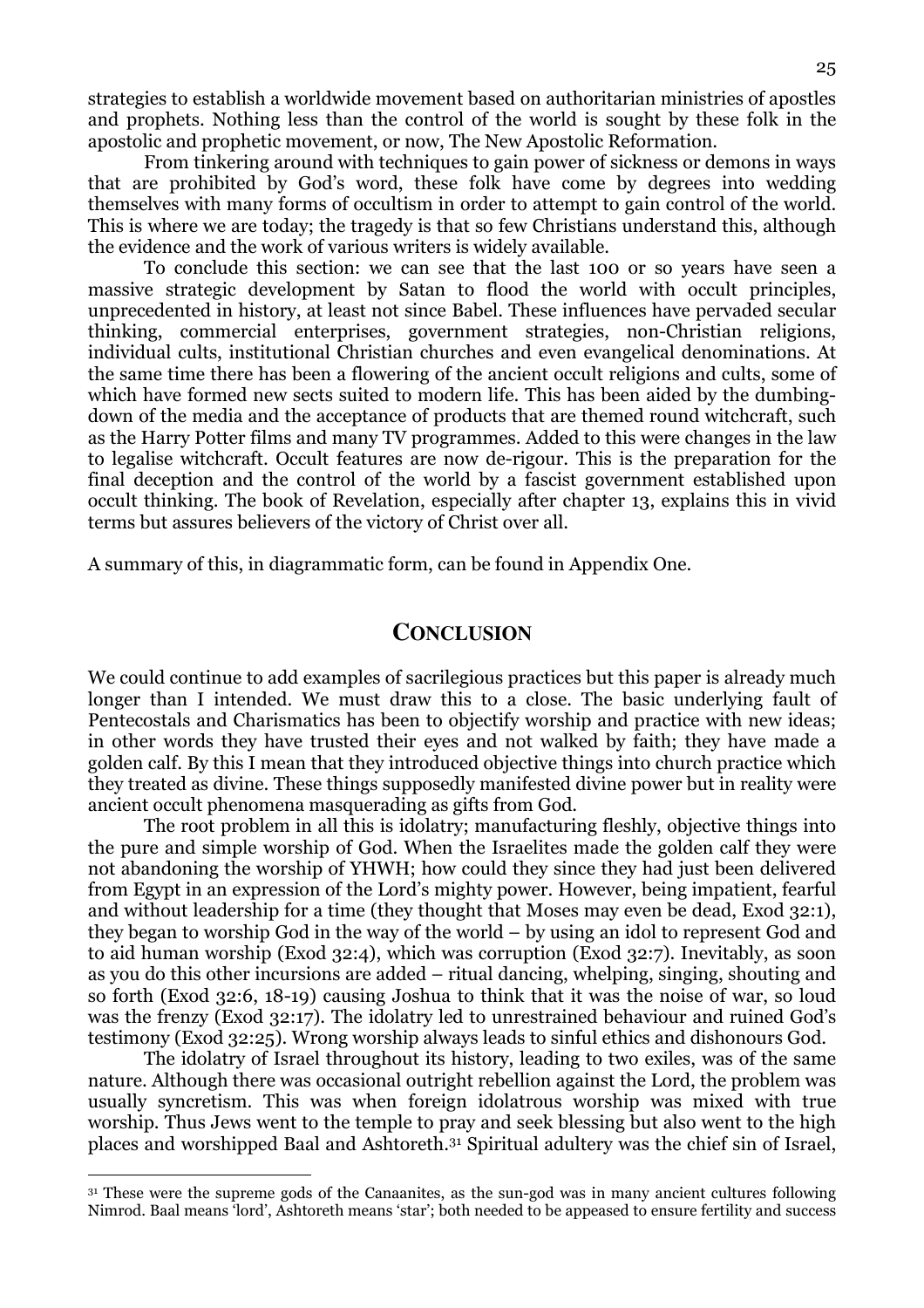strategies to establish a worldwide movement based on authoritarian ministries of apostles and prophets. Nothing less than the control of the world is sought by these folk in the apostolic and prophetic movement, or now, The New Apostolic Reformation.

From tinkering around with techniques to gain power of sickness or demons in ways that are prohibited by God's word, these folk have come by degrees into wedding themselves with many forms of occultism in order to attempt to gain control of the world. This is where we are today; the tragedy is that so few Christians understand this, although the evidence and the work of various writers is widely available.

To conclude this section: we can see that the last 100 or so years have seen a massive strategic development by Satan to flood the world with occult principles, unprecedented in history, at least not since Babel. These influences have pervaded secular thinking, commercial enterprises, government strategies, non-Christian religions, individual cults, institutional Christian churches and even evangelical denominations. At the same time there has been a flowering of the ancient occult religions and cults, some of which have formed new sects suited to modern life. This has been aided by the dumbing-down of the media and the acceptance of products that are themed round witchcraft, such as the Harry Potter films and many TV programmes. Added to this were changes in the law to legalise witchcraft. Occult features are now de-rigour. This is the preparation for the final deception and the control of the world by a fascist government established upon occult thinking. The book of Revelation, especially after chapter 13, explains this in vivid terms but assures believers of the victory of Christ over all.

A summary of this, in diagrammatic form, can be found in Appendix One.

## Conclusion

We could continue to add examples of sacrilegious practices but this paper is already much longer than I intended. We must draw this to a close. The basic underlying fault of Pentecostals and Charismatics has been to objectify worship and practice with new ideas; in other words they have trusted their eyes and not walked by faith; they have made a golden calf. By this I mean that they introduced objective things into church practice which they treated as divine. These things supposedly manifested divine power but in reality were ancient occult phenomena masquerading as gifts from God.

The root problem in all this is idolatry; manufacturing fleshly, objective things into the pure and simple worship of God. When the Israelites made the golden calf they were not abandoning the worship of YHWH; how could they since they had just been delivered from Egypt in an expression of the Lord's mighty power. However, being impatient, fearful and without leadership for a time (they thought that Moses may even be dead, Exod 32:1), they began to worship God in the way of the world – by using an idol to represent God and to aid human worship (Exod 32:4), which was corruption (Exod 32:7). Inevitably, as soon as you do this other incursions are added – ritual dancing, whelping, singing, shouting and so forth (Exod 32:6, 18-19) causing Joshua to think that it was the noise of war, so loud was the frenzy (Exod 32:17). The idolatry led to unrestrained behaviour and ruined God's testimony (Exod 32:25). Wrong worship always leads to sinful ethics and dishonours God.

The idolatry of Israel throughout its history, leading to two exiles, was of the same nature. Although there was occasional outright rebellion against the Lord, the problem was usually syncretism. This was when foreign idolatrous worship was mixed with true worship. Thus Jews went to the temple to pray and seek blessing but also went to the high places and worshipped Baal and Ashtoreth.[31] Spiritual adultery was the chief sin of Israel,

---

[31] These were the supreme gods of the Canaanites, as the sun-god was in many ancient cultures following Nimrod. Baal means 'lord', Ashtoreth means 'star'; both needed to be appeased to ensure fertility and success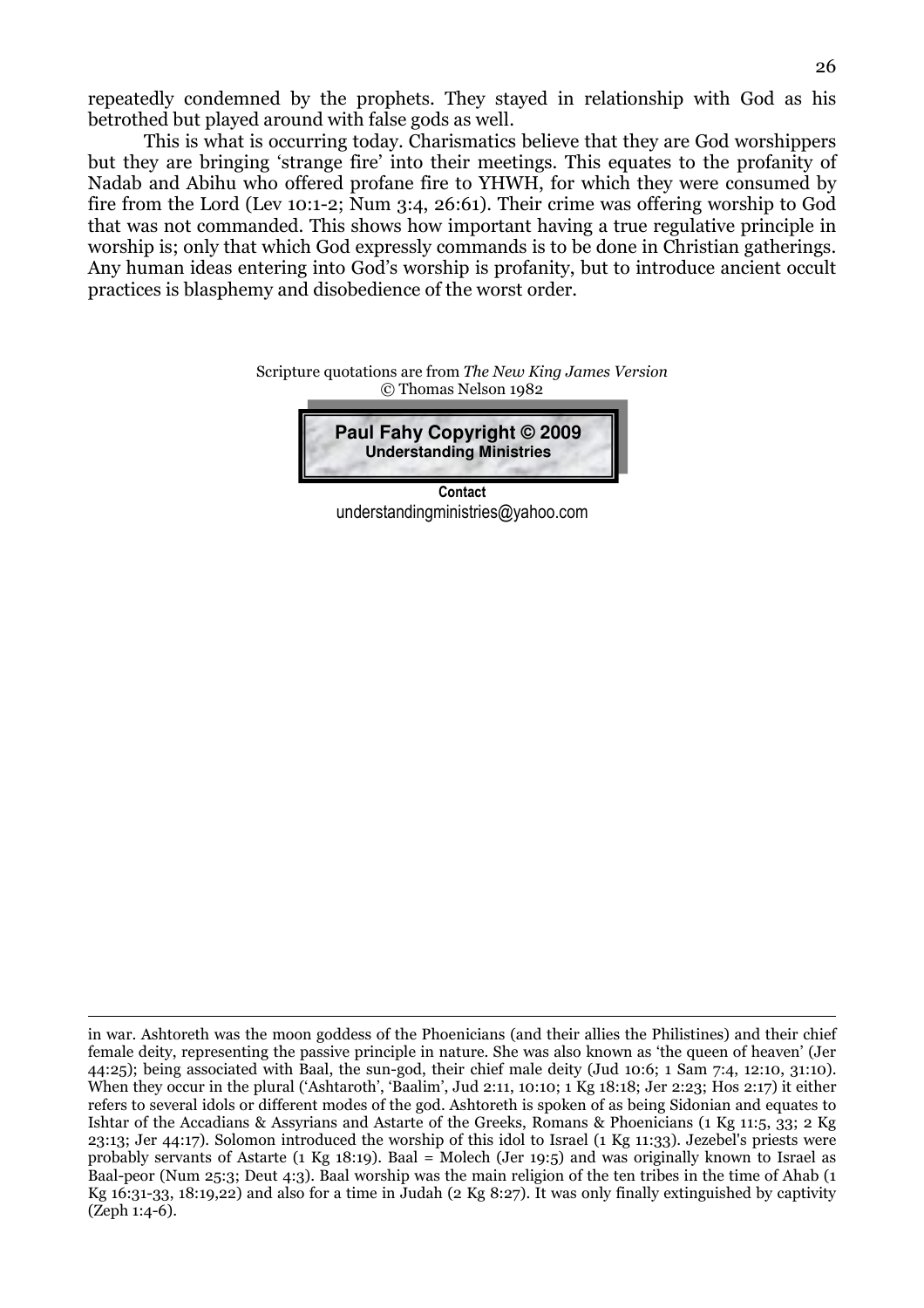repeatedly condemned by the prophets. They stayed in relationship with God as his betrothed but played around with false gods as well.

This is what is occurring today. Charismatics believe that they are God worshippers but they are bringing 'strange fire' into their meetings. This equates to the profanity of Nadab and Abihu who offered profane fire to YHWH, for which they were consumed by fire from the Lord (Lev 10:1-2; Num 3:4, 26:61). Their crime was offering worship to God that was not commanded. This shows how important having a true regulative principle in worship is; only that which God expressly commands is to be done in Christian gatherings. Any human ideas entering into God's worship is profanity, but to introduce ancient occult practices is blasphemy and disobedience of the worst order.

Scripture quotations are from *The New King James Version*
© Thomas Nelson 1982

**Paul Fahy Copyright © 2009**
**Understanding Ministries**

**Contact**
understandingministries@yahoo.com

---

in war. Ashtoreth was the moon goddess of the Phoenicians (and their allies the Philistines) and their chief female deity, representing the passive principle in nature. She was also known as 'the queen of heaven' (Jer 44:25); being associated with Baal, the sun-god, their chief male deity (Jud 10:6; 1 Sam 7:4, 12:10, 31:10). When they occur in the plural ('Ashtaroth', 'Baalim', Jud 2:11, 10:10; 1 Kg 18:18; Jer 2:23; Hos 2:17) it either refers to several idols or different modes of the god. Ashtoreth is spoken of as being Sidonian and equates to Ishtar of the Accadians & Assyrians and Astarte of the Greeks, Romans & Phoenicians (1 Kg 11:5, 33; 2 Kg 23:13; Jer 44:17). Solomon introduced the worship of this idol to Israel (1 Kg 11:33). Jezebel's priests were probably servants of Astarte (1 Kg 18:19). Baal = Molech (Jer 19:5) and was originally known to Israel as Baal-peor (Num 25:3; Deut 4:3). Baal worship was the main religion of the ten tribes in the time of Ahab (1 Kg 16:31-33, 18:19,22) and also for a time in Judah (2 Kg 8:27). It was only finally extinguished by captivity (Zeph 1:4-6).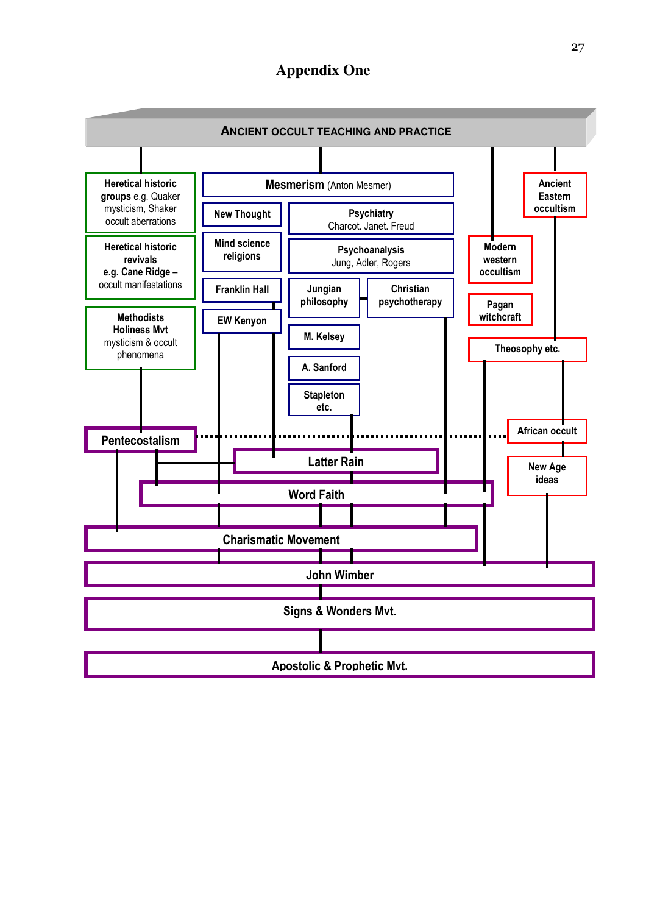# Appendix One

ANCIENT OCCULT TEACHING AND PRACTICE

**Heretical historic groups** e.g. Quaker mysticism, Shaker occult aberrations

**Heretical historic revivals e.g. Cane Ridge –** occult manifestations

**Methodists Holiness Mvt** mysticism & occult phenomena

**Mesmerism** (Anton Mesmer)

**New Thought**

**Mind science religions**

**Franklin Hall**

**EW Kenyon**

**Psychiatry** Charcot. Janet. Freud

**Psychoanalysis** Jung, Adler, Rogers

**Jungian philosophy**

**Christian psychotherapy**

**M. Kelsey**

**A. Sanford**

**Stapleton etc.**

**Ancient Eastern occultism**

**Modern western occultism**

**Pagan witchcraft**

**Theosophy etc.**

**African occult**

**New Age ideas**

**Pentecostalism**

**Latter Rain**

**Word Faith**

**Charismatic Movement**

**John Wimber**

**Signs & Wonders Mvt.**

**Apostolic & Prophetic Mvt.**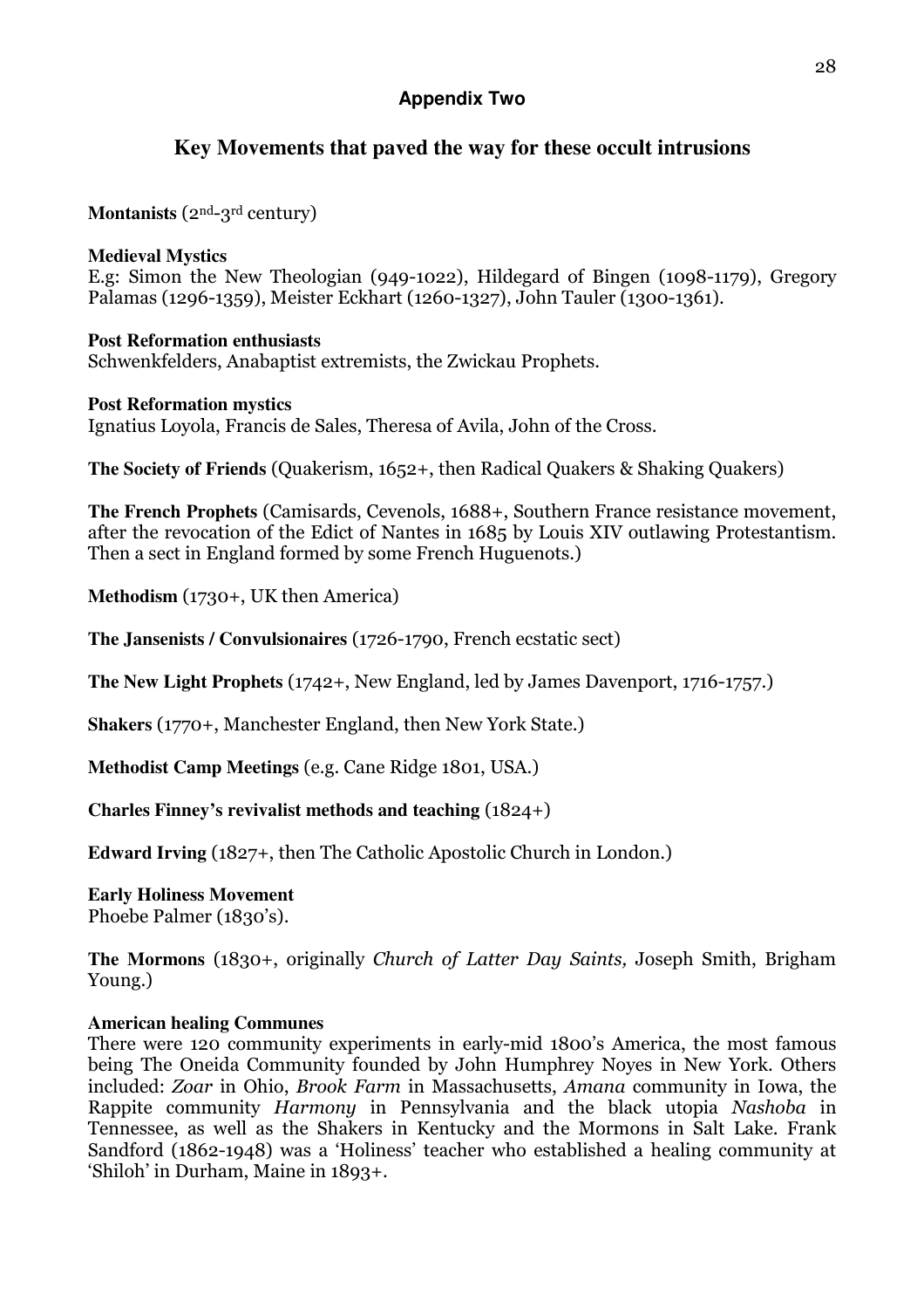## Appendix Two

# Key Movements that paved the way for these occult intrusions

**Montanists** (2nd-3rd century)

**Medieval Mystics**
E.g: Simon the New Theologian (949-1022), Hildegard of Bingen (1098-1179), Gregory Palamas (1296-1359), Meister Eckhart (1260-1327), John Tauler (1300-1361).

**Post Reformation enthusiasts**
Schwenkfelders, Anabaptist extremists, the Zwickau Prophets.

**Post Reformation mystics**
Ignatius Loyola, Francis de Sales, Theresa of Avila, John of the Cross.

**The Society of Friends** (Quakerism, 1652+, then Radical Quakers & Shaking Quakers)

**The French Prophets** (Camisards, Cevenols, 1688+, Southern France resistance movement, after the revocation of the Edict of Nantes in 1685 by Louis XIV outlawing Protestantism. Then a sect in England formed by some French Huguenots.)

**Methodism** (1730+, UK then America)

**The Jansenists / Convulsionaires** (1726-1790, French ecstatic sect)

**The New Light Prophets** (1742+, New England, led by James Davenport, 1716-1757.)

**Shakers** (1770+, Manchester England, then New York State.)

**Methodist Camp Meetings** (e.g. Cane Ridge 1801, USA.)

**Charles Finney's revivalist methods and teaching** (1824+)

**Edward Irving** (1827+, then The Catholic Apostolic Church in London.)

**Early Holiness Movement**
Phoebe Palmer (1830's).

**The Mormons** (1830+, originally *Church of Latter Day Saints,* Joseph Smith, Brigham Young.)

**American healing Communes**
There were 120 community experiments in early-mid 1800's America, the most famous being The Oneida Community founded by John Humphrey Noyes in New York. Others included: *Zoar* in Ohio, *Brook Farm* in Massachusetts, *Amana* community in Iowa, the Rappite community *Harmony* in Pennsylvania and the black utopia *Nashoba* in Tennessee, as well as the Shakers in Kentucky and the Mormons in Salt Lake. Frank Sandford (1862-1948) was a 'Holiness' teacher who established a healing community at 'Shiloh' in Durham, Maine in 1893+.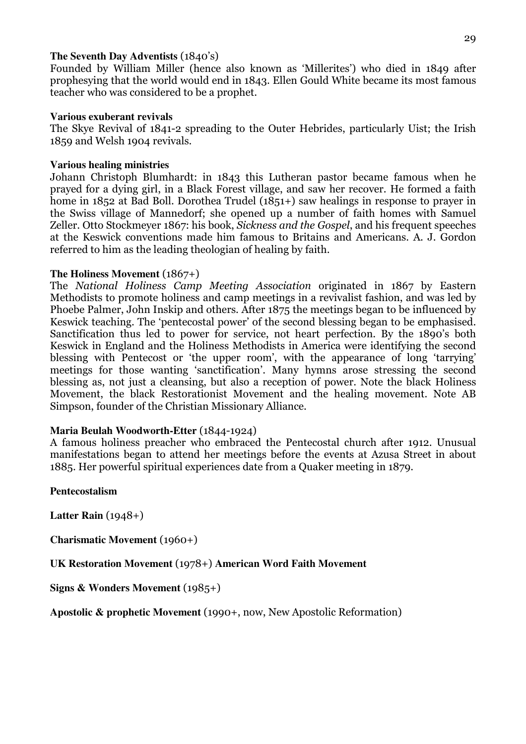**The Seventh Day Adventists** (1840's)
Founded by William Miller (hence also known as 'Millerites') who died in 1849 after prophesying that the world would end in 1843. Ellen Gould White became its most famous teacher who was considered to be a prophet.

**Various exuberant revivals**
The Skye Revival of 1841-2 spreading to the Outer Hebrides, particularly Uist; the Irish 1859 and Welsh 1904 revivals.

**Various healing ministries**
Johann Christoph Blumhardt: in 1843 this Lutheran pastor became famous when he prayed for a dying girl, in a Black Forest village, and saw her recover. He formed a faith home in 1852 at Bad Boll. Dorothea Trudel (1851+) saw healings in response to prayer in the Swiss village of Mannedorf; she opened up a number of faith homes with Samuel Zeller. Otto Stockmeyer 1867: his book, *Sickness and the Gospel*, and his frequent speeches at the Keswick conventions made him famous to Britains and Americans. A. J. Gordon referred to him as the leading theologian of healing by faith.

**The Holiness Movement** (1867+)
The *National Holiness Camp Meeting Association* originated in 1867 by Eastern Methodists to promote holiness and camp meetings in a revivalist fashion, and was led by Phoebe Palmer, John Inskip and others. After 1875 the meetings began to be influenced by Keswick teaching. The 'pentecostal power' of the second blessing began to be emphasised. Sanctification thus led to power for service, not heart perfection. By the 1890's both Keswick in England and the Holiness Methodists in America were identifying the second blessing with Pentecost or 'the upper room', with the appearance of long 'tarrying' meetings for those wanting 'sanctification'. Many hymns arose stressing the second blessing as, not just a cleansing, but also a reception of power. Note the black Holiness Movement, the black Restorationist Movement and the healing movement. Note AB Simpson, founder of the Christian Missionary Alliance.

**Maria Beulah Woodworth-Etter** (1844-1924)
A famous holiness preacher who embraced the Pentecostal church after 1912. Unusual manifestations began to attend her meetings before the events at Azusa Street in about 1885. Her powerful spiritual experiences date from a Quaker meeting in 1879.

**Pentecostalism**

**Latter Rain** (1948+)

**Charismatic Movement** (1960+)

**UK Restoration Movement** (1978+) **American Word Faith Movement**

**Signs & Wonders Movement** (1985+)

**Apostolic & prophetic Movement** (1990+, now, New Apostolic Reformation)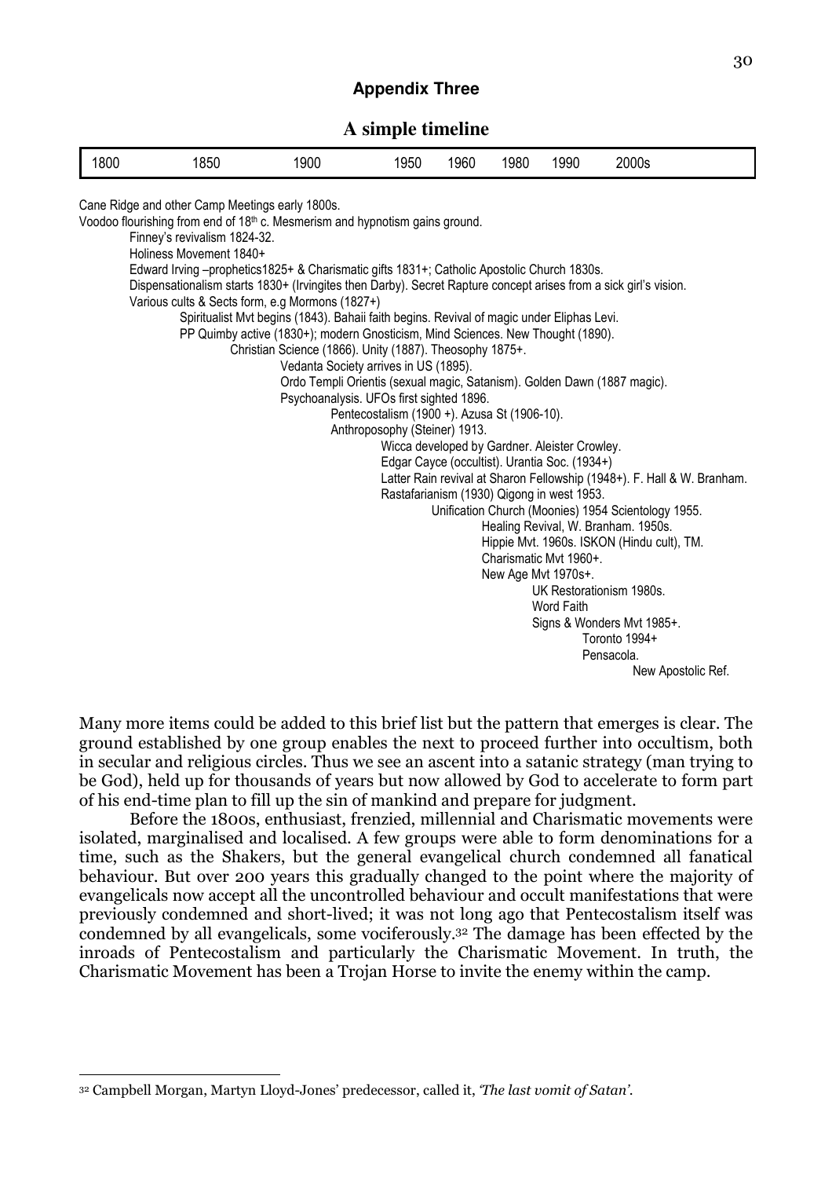## Appendix Three

### A simple timeline

| 1800 | 1850 | 1900 | 1950 | 1960 | 1980 | 1990 | 2000s |
|---|---|---|---|---|---|---|---|

Cane Ridge and other Camp Meetings early 1800s.
Voodoo flourishing from end of 18th c. Mesmerism and hypnotism gains ground.
Finney's revivalism 1824-32.
Holiness Movement 1840+
Edward Irving –prophetics1825+ & Charismatic gifts 1831+; Catholic Apostolic Church 1830s.
Dispensationalism starts 1830+ (Irvingites then Darby). Secret Rapture concept arises from a sick girl's vision.
Various cults & Sects form, e.g Mormons (1827+)
Spiritualist Mvt begins (1843). Bahaii faith begins. Revival of magic under Eliphas Levi.
PP Quimby active (1830+); modern Gnosticism, Mind Sciences. New Thought (1890).
Christian Science (1866). Unity (1887). Theosophy 1875+.
Vedanta Society arrives in US (1895).
Ordo Templi Orientis (sexual magic, Satanism). Golden Dawn (1887 magic).
Psychoanalysis. UFOs first sighted 1896.
Pentecostalism (1900 +). Azusa St (1906-10).
Anthroposophy (Steiner) 1913.
Wicca developed by Gardner. Aleister Crowley.
Edgar Cayce (occultist). Urantia Soc. (1934+)
Latter Rain revival at Sharon Fellowship (1948+). F. Hall & W. Branham.
Rastafarianism (1930) Qigong in west 1953.
Unification Church (Moonies) 1954 Scientology 1955.
Healing Revival, W. Branham. 1950s.
Hippie Mvt. 1960s. ISKON (Hindu cult), TM.
Charismatic Mvt 1960+.
New Age Mvt 1970s+.
UK Restorationism 1980s.
Word Faith
Signs & Wonders Mvt 1985+.
Toronto 1994+
Pensacola.
New Apostolic Ref.

Many more items could be added to this brief list but the pattern that emerges is clear. The ground established by one group enables the next to proceed further into occultism, both in secular and religious circles. Thus we see an ascent into a satanic strategy (man trying to be God), held up for thousands of years but now allowed by God to accelerate to form part of his end-time plan to fill up the sin of mankind and prepare for judgment.

Before the 1800s, enthusiast, frenzied, millennial and Charismatic movements were isolated, marginalised and localised. A few groups were able to form denominations for a time, such as the Shakers, but the general evangelical church condemned all fanatical behaviour. But over 200 years this gradually changed to the point where the majority of evangelicals now accept all the uncontrolled behaviour and occult manifestations that were previously condemned and short-lived; it was not long ago that Pentecostalism itself was condemned by all evangelicals, some vociferously.[32] The damage has been effected by the inroads of Pentecostalism and particularly the Charismatic Movement. In truth, the Charismatic Movement has been a Trojan Horse to invite the enemy within the camp.

---

[32] Campbell Morgan, Martyn Lloyd-Jones' predecessor, called it, *'The last vomit of Satan'*.